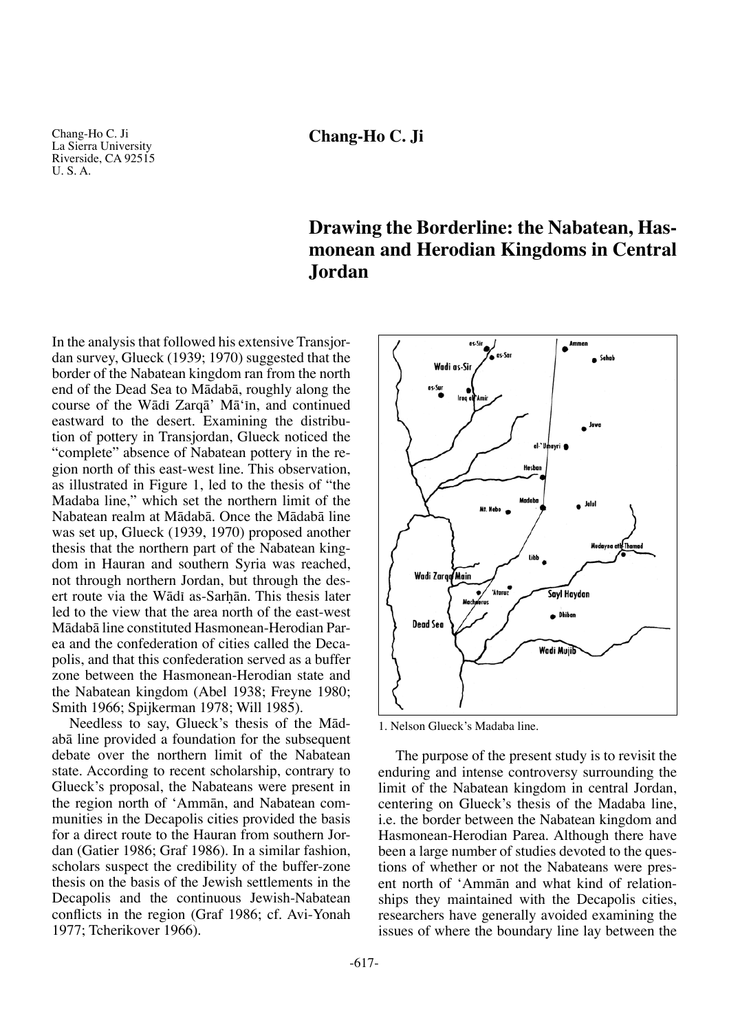Chang-Ho C. Ji
La Sierra University
Riverside, CA 92515
U. S. A.

**Chang-Ho C. Ji**

# Drawing the Borderline: the Nabatean, Hasmonean and Herodian Kingdoms in Central Jordan

In the analysis that followed his extensive Transjordan survey, Glueck (1939; 1970) suggested that the border of the Nabatean kingdom ran from the north end of the Dead Sea to Mādabā, roughly along the course of the Wādī Zarqā' Mā'īn, and continued eastward to the desert. Examining the distribution of pottery in Transjordan, Glueck noticed the "complete" absence of Nabatean pottery in the region north of this east-west line. This observation, as illustrated in Figure 1, led to the thesis of "the Madaba line," which set the northern limit of the Nabatean realm at Mādabā. Once the Mādabā line was set up, Glueck (1939, 1970) proposed another thesis that the northern part of the Nabatean kingdom in Hauran and southern Syria was reached, not through northern Jordan, but through the desert route via the Wādī as-Sarḥān. This thesis later led to the view that the area north of the east-west Mādabā line constituted Hasmonean-Herodian Parea and the confederation of cities called the Decapolis, and that this confederation served as a buffer zone between the Hasmonean-Herodian state and the Nabatean kingdom (Abel 1938; Freyne 1980; Smith 1966; Spijkerman 1978; Will 1985).

Needless to say, Glueck's thesis of the Mādabā line provided a foundation for the subsequent debate over the northern limit of the Nabatean state. According to recent scholarship, contrary to Glueck's proposal, the Nabateans were present in the region north of 'Ammān, and Nabatean communities in the Decapolis cities provided the basis for a direct route to the Hauran from southern Jordan (Gatier 1986; Graf 1986). In a similar fashion, scholars suspect the credibility of the buffer-zone thesis on the basis of the Jewish settlements in the Decapolis and the continuous Jewish-Nabatean conflicts in the region (Graf 1986; cf. Avi-Yonah 1977; Tcherikover 1966).

1. Nelson Glueck's Madaba line.

The purpose of the present study is to revisit the enduring and intense controversy surrounding the limit of the Nabatean kingdom in central Jordan, centering on Glueck's thesis of the Madaba line, i.e. the border between the Nabatean kingdom and Hasmonean-Herodian Parea. Although there have been a large number of studies devoted to the questions of whether or not the Nabateans were present north of 'Ammān and what kind of relationships they maintained with the Decapolis cities, researchers have generally avoided examining the issues of where the boundary line lay between the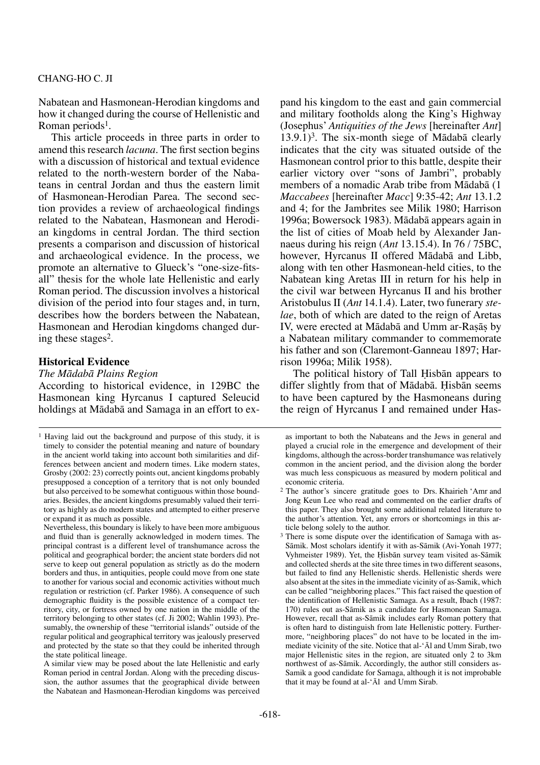Nabatean and Hasmonean-Herodian kingdoms and how it changed during the course of Hellenistic and Roman periods[1].

This article proceeds in three parts in order to amend this research *lacuna*. The first section begins with a discussion of historical and textual evidence related to the north-western border of the Nabateans in central Jordan and thus the eastern limit of Hasmonean-Herodian Parea. The second section provides a review of archaeological findings related to the Nabatean, Hasmonean and Herodian kingdoms in central Jordan. The third section presents a comparison and discussion of historical and archaeological evidence. In the process, we promote an alternative to Glueck's "one-size-fits-all" thesis for the whole late Hellenistic and early Roman period. The discussion involves a historical division of the period into four stages and, in turn, describes how the borders between the Nabatean, Hasmonean and Herodian kingdoms changed during these stages[2].

## Historical Evidence

### *The Mādabā Plains Region*

According to historical evidence, in 129BC the Hasmonean king Hyrcanus I captured Seleucid holdings at Mādabā and Samaga in an effort to expand his kingdom to the east and gain commercial and military footholds along the King's Highway (Josephus' *Antiquities of the Jews* [hereinafter *Ant*] 13.9.1)[3]. The six-month siege of Mādabā clearly indicates that the city was situated outside of the Hasmonean control prior to this battle, despite their earlier victory over "sons of Jambri", probably members of a nomadic Arab tribe from Mādabā (1 *Maccabees* [hereinafter *Macc*] 9:35-42; *Ant* 13.1.2 and 4; for the Jambrites see Milik 1980; Harrison 1996a; Bowersock 1983). Mādabā appears again in the list of cities of Moab held by Alexander Jannaeus during his reign (*Ant* 13.15.4). In 76 / 75BC, however, Hyrcanus II offered Mādabā and Libb, along with ten other Hasmonean-held cities, to the Nabatean king Aretas III in return for his help in the civil war between Hyrcanus II and his brother Aristobulus II (*Ant* 14.1.4). Later, two funerary *stelae*, both of which are dated to the reign of Aretas IV, were erected at Mādabā and Umm ar-Raṣāṣ by a Nabatean military commander to commemorate his father and son (Claremont-Ganneau 1897; Harrison 1996a; Milik 1958).

The political history of Tall Ḥisbān appears to differ slightly from that of Mādabā. Ḥisbān seems to have been captured by the Hasmoneans during the reign of Hyrcanus I and remained under Has-

---

[1] Having laid out the background and purpose of this study, it is timely to consider the potential meaning and nature of boundary in the ancient world taking into account both similarities and differences between ancient and modern times. Like modern states, Grosby (2002: 23) correctly points out, ancient kingdoms probably presupposed a conception of a territory that is not only bounded but also perceived to be somewhat contiguous within those boundaries. Besides, the ancient kingdoms presumably valued their territory as highly as do modern states and attempted to either preserve or expand it as much as possible.

Nevertheless, this boundary is likely to have been more ambiguous and fluid than is generally acknowledged in modern times. The principal contrast is a different level of transhumance across the political and geographical border; the ancient state borders did not serve to keep out general population as strictly as do the modern borders and thus, in antiquities, people could move from one state to another for various social and economic activities without much regulation or restriction (cf. Parker 1986). A consequence of such demographic fluidity is the possible existence of a compact territory, city, or fortress owned by one nation in the middle of the territory belonging to other states (cf. Ji 2002; Wahlin 1993). Presumably, the ownership of these "territorial islands" outside of the regular political and geographical territory was jealously preserved and protected by the state so that they could be inherited through the state political lineage.

A similar view may be posed about the late Hellenistic and early Roman period in central Jordan. Along with the preceding discussion, the author assumes that the geographical divide between the Nabatean and Hasmonean-Herodian kingdoms was perceived as important to both the Nabateans and the Jews in general and played a crucial role in the emergence and development of their kingdoms, although the across-border transhumance was relatively common in the ancient period, and the division along the border was much less conspicuous as measured by modern political and economic criteria.

[2] The author's sincere gratitude goes to Drs. Khairieh 'Amr and Jong Keun Lee who read and commented on the earlier drafts of this paper. They also brought some additional related literature to the author's attention. Yet, any errors or shortcomings in this article belong solely to the author.

[3] There is some dispute over the identification of Samaga with as-Sāmik. Most scholars identify it with as-Sāmik (Avi-Yonah 1977; Vyhmeister 1989). Yet, the Ḥisbān survey team visited as-Sāmik and collected sherds at the site three times in two different seasons, but failed to find any Hellenistic sherds. Hellenistic sherds were also absent at the sites in the immediate vicinity of as-Samik, which can be called "neighboring places." This fact raised the question of the identification of Hellenistic Samaga. As a result, Ibach (1987: 170) rules out as-Sāmik as a candidate for Hasmonean Samaga. However, recall that as-Sāmik includes early Roman pottery that is often hard to distinguish from late Hellenistic pottery. Furthermore, "neighboring places" do not have to be located in the immediate vicinity of the site. Notice that al-'Āl and Umm Sirab, two major Hellenistic sites in the region, are situated only 2 to 3km northwest of as-Sāmik. Accordingly, the author still considers as-Samik a good candidate for Samaga, although it is not improbable that it may be found at al-'Āl and Umm Sirab.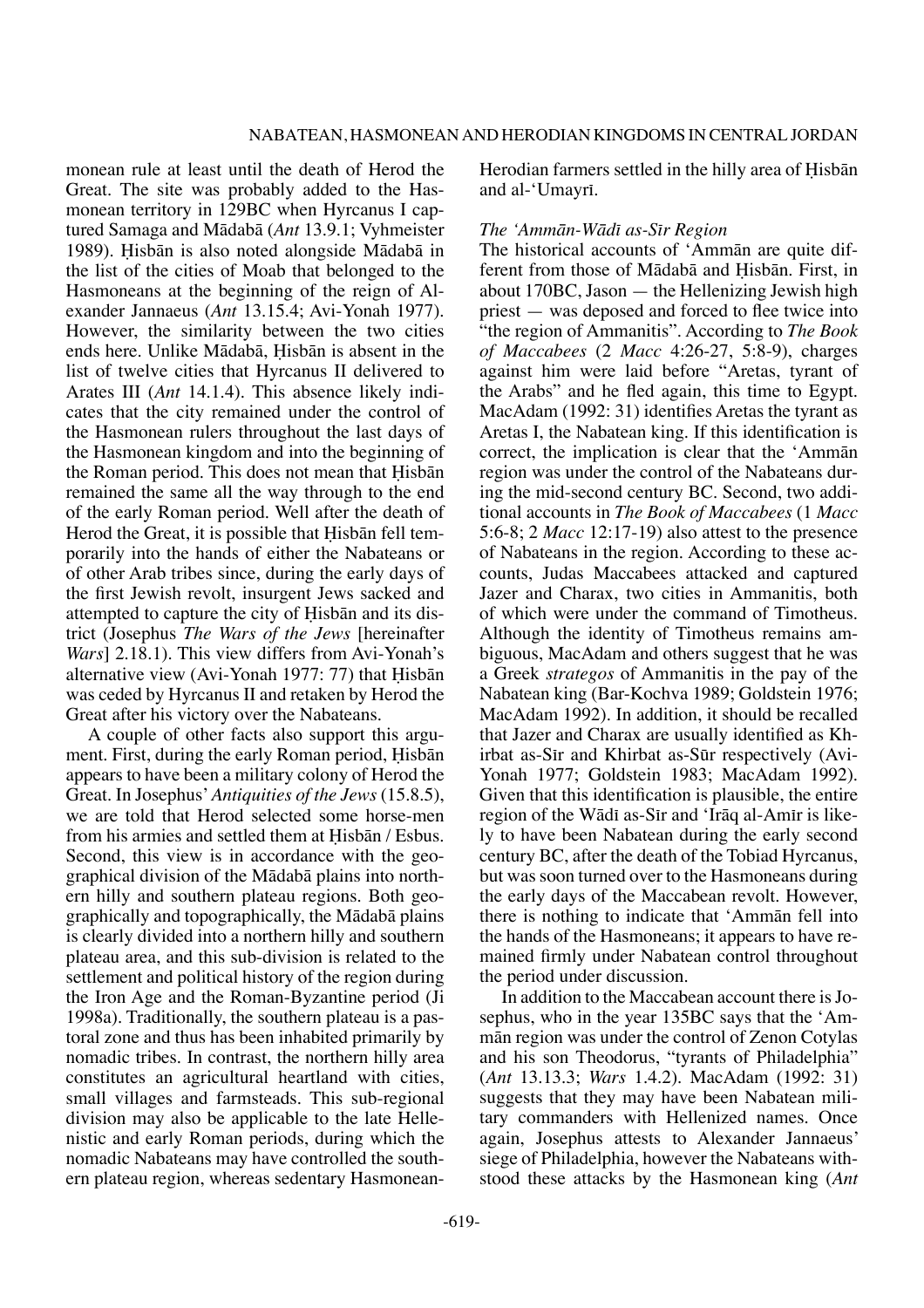monean rule at least until the death of Herod the Great. The site was probably added to the Hasmonean territory in 129BC when Hyrcanus I captured Samaga and Mādabā (*Ant* 13.9.1; Vyhmeister 1989). Ḥisbān is also noted alongside Mādabā in the list of the cities of Moab that belonged to the Hasmoneans at the beginning of the reign of Alexander Jannaeus (*Ant* 13.15.4; Avi-Yonah 1977). However, the similarity between the two cities ends here. Unlike Mādabā, Ḥisbān is absent in the list of twelve cities that Hyrcanus II delivered to Arates III (*Ant* 14.1.4). This absence likely indicates that the city remained under the control of the Hasmonean rulers throughout the last days of the Hasmonean kingdom and into the beginning of the Roman period. This does not mean that Ḥisbān remained the same all the way through to the end of the early Roman period. Well after the death of Herod the Great, it is possible that Ḥisbān fell temporarily into the hands of either the Nabateans or of other Arab tribes since, during the early days of the first Jewish revolt, insurgent Jews sacked and attempted to capture the city of Ḥisbān and its district (Josephus *The Wars of the Jews* [hereinafter *Wars*] 2.18.1). This view differs from Avi-Yonah's alternative view (Avi-Yonah 1977: 77) that Ḥisbān was ceded by Hyrcanus II and retaken by Herod the Great after his victory over the Nabateans.

A couple of other facts also support this argument. First, during the early Roman period, Ḥisbān appears to have been a military colony of Herod the Great. In Josephus' *Antiquities of the Jews* (15.8.5), we are told that Herod selected some horse-men from his armies and settled them at Ḥisbān / Esbus. Second, this view is in accordance with the geographical division of the Mādabā plains into northern hilly and southern plateau regions. Both geographically and topographically, the Mādabā plains is clearly divided into a northern hilly and southern plateau area, and this sub-division is related to the settlement and political history of the region during the Iron Age and the Roman-Byzantine period (Ji 1998a). Traditionally, the southern plateau is a pastoral zone and thus has been inhabited primarily by nomadic tribes. In contrast, the northern hilly area constitutes an agricultural heartland with cities, small villages and farmsteads. This sub-regional division may also be applicable to the late Hellenistic and early Roman periods, during which the nomadic Nabateans may have controlled the southern plateau region, whereas sedentary Hasmonean-Herodian farmers settled in the hilly area of Ḥisbān and al-'Umayrī.

### *The 'Ammān-Wādī as-Sīr Region*

The historical accounts of 'Ammān are quite different from those of Mādabā and Ḥisbān. First, in about 170BC, Jason — the Hellenizing Jewish high priest — was deposed and forced to flee twice into "the region of Ammanitis". According to *The Book of Maccabees* (2 *Macc* 4:26-27, 5:8-9), charges against him were laid before "Aretas, tyrant of the Arabs" and he fled again, this time to Egypt. MacAdam (1992: 31) identifies Aretas the tyrant as Aretas I, the Nabatean king. If this identification is correct, the implication is clear that the 'Ammān region was under the control of the Nabateans during the mid-second century BC. Second, two additional accounts in *The Book of Maccabees* (1 *Macc* 5:6-8; 2 *Macc* 12:17-19) also attest to the presence of Nabateans in the region. According to these accounts, Judas Maccabees attacked and captured Jazer and Charax, two cities in Ammanitis, both of which were under the command of Timotheus. Although the identity of Timotheus remains ambiguous, MacAdam and others suggest that he was a Greek *strategos* of Ammanitis in the pay of the Nabatean king (Bar-Kochva 1989; Goldstein 1976; MacAdam 1992). In addition, it should be recalled that Jazer and Charax are usually identified as Khirbat as-Sīr and Khirbat as-Sūr respectively (Avi-Yonah 1977; Goldstein 1983; MacAdam 1992). Given that this identification is plausible, the entire region of the Wādī as-Sīr and 'Irāq al-Amīr is likely to have been Nabatean during the early second century BC, after the death of the Tobiad Hyrcanus, but was soon turned over to the Hasmoneans during the early days of the Maccabean revolt. However, there is nothing to indicate that 'Ammān fell into the hands of the Hasmoneans; it appears to have remained firmly under Nabatean control throughout the period under discussion.

In addition to the Maccabean account there is Josephus, who in the year 135BC says that the 'Ammān region was under the control of Zenon Cotylas and his son Theodorus, "tyrants of Philadelphia" (*Ant* 13.13.3; *Wars* 1.4.2). MacAdam (1992: 31) suggests that they may have been Nabatean military commanders with Hellenized names. Once again, Josephus attests to Alexander Jannaeus' siege of Philadelphia, however the Nabateans withstood these attacks by the Hasmonean king (*Ant*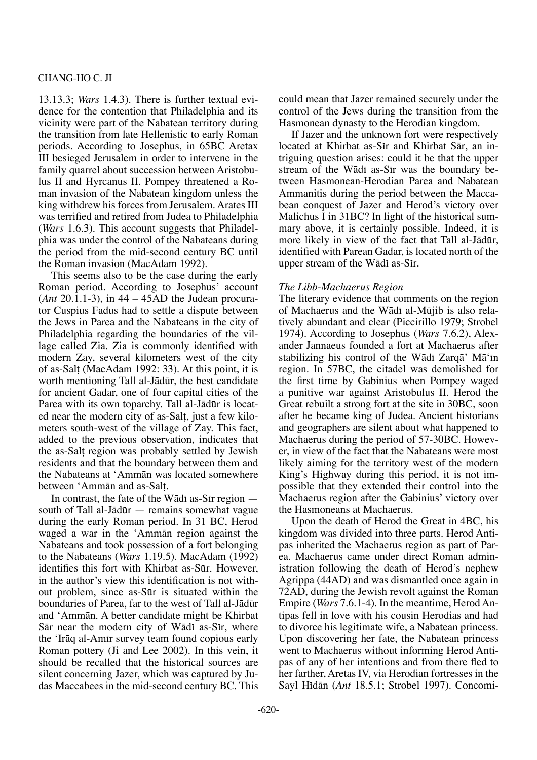13.13.3; *Wars* 1.4.3). There is further textual evidence for the contention that Philadelphia and its vicinity were part of the Nabatean territory during the transition from late Hellenistic to early Roman periods. According to Josephus, in 65BC Aretax III besieged Jerusalem in order to intervene in the family quarrel about succession between Aristobulus II and Hyrcanus II. Pompey threatened a Roman invasion of the Nabatean kingdom unless the king withdrew his forces from Jerusalem. Arates III was terrified and retired from Judea to Philadelphia (*Wars* 1.6.3). This account suggests that Philadelphia was under the control of the Nabateans during the period from the mid-second century BC until the Roman invasion (MacAdam 1992).

This seems also to be the case during the early Roman period. According to Josephus' account (*Ant* 20.1.1-3), in 44 – 45AD the Judean procurator Cuspius Fadus had to settle a dispute between the Jews in Parea and the Nabateans in the city of Philadelphia regarding the boundaries of the village called Zia. Zia is commonly identified with modern Zay, several kilometers west of the city of as-Salṭ (MacAdam 1992: 33). At this point, it is worth mentioning Tall al-Jādūr, the best candidate for ancient Gadar, one of four capital cities of the Parea with its own toparchy. Tall al-Jādūr is located near the modern city of as-Salṭ, just a few kilometers south-west of the village of Zay. This fact, added to the previous observation, indicates that the as-Salṭ region was probably settled by Jewish residents and that the boundary between them and the Nabateans at 'Ammān was located somewhere between 'Ammān and as-Salṭ.

In contrast, the fate of the Wādī as-Sīr region — south of Tall al-Jādūr — remains somewhat vague during the early Roman period. In 31 BC, Herod waged a war in the 'Ammān region against the Nabateans and took possession of a fort belonging to the Nabateans (*Wars* 1.19.5). MacAdam (1992) identifies this fort with Khirbat as-Sūr. However, in the author's view this identification is not without problem, since as-Sūr is situated within the boundaries of Parea, far to the west of Tall al-Jādūr and 'Ammān. A better candidate might be Khirbat Sār near the modern city of Wādī as-Sīr, where the 'Irāq al-Amīr survey team found copious early Roman pottery (Ji and Lee 2002). In this vein, it should be recalled that the historical sources are silent concerning Jazer, which was captured by Judas Maccabees in the mid-second century BC. This could mean that Jazer remained securely under the control of the Jews during the transition from the Hasmonean dynasty to the Herodian kingdom.

If Jazer and the unknown fort were respectively located at Khirbat as-Sīr and Khirbat Sār, an intriguing question arises: could it be that the upper stream of the Wādī as-Sīr was the boundary between Hasmonean-Herodian Parea and Nabatean Ammanitis during the period between the Maccabean conquest of Jazer and Herod's victory over Malichus I in 31BC? In light of the historical summary above, it is certainly possible. Indeed, it is more likely in view of the fact that Tall al-Jādūr, identified with Parean Gadar, is located north of the upper stream of the Wādī as-Sīr.

### *The Libb-Machaerus Region*

The literary evidence that comments on the region of Machaerus and the Wādī al-Mūjib is also relatively abundant and clear (Piccirillo 1979; Strobel 1974). According to Josephus (*Wars* 7.6.2), Alexander Jannaeus founded a fort at Machaerus after stabilizing his control of the Wādī Zarqā' Mā'īn region. In 57BC, the citadel was demolished for the first time by Gabinius when Pompey waged a punitive war against Aristobulus II. Herod the Great rebuilt a strong fort at the site in 30BC, soon after he became king of Judea. Ancient historians and geographers are silent about what happened to Machaerus during the period of 57-30BC. However, in view of the fact that the Nabateans were most likely aiming for the territory west of the modern King's Highway during this period, it is not impossible that they extended their control into the Machaerus region after the Gabinius' victory over the Hasmoneans at Machaerus.

Upon the death of Herod the Great in 4BC, his kingdom was divided into three parts. Herod Antipas inherited the Machaerus region as part of Parea. Machaerus came under direct Roman administration following the death of Herod's nephew Agrippa (44AD) and was dismantled once again in 72AD, during the Jewish revolt against the Roman Empire (*Wars* 7.6.1-4). In the meantime, Herod Antipas fell in love with his cousin Herodias and had to divorce his legitimate wife, a Nabatean princess. Upon discovering her fate, the Nabatean princess went to Machaerus without informing Herod Antipas of any of her intentions and from there fled to her farther, Aretas IV, via Herodian fortresses in the Sayl Hīdān (*Ant* 18.5.1; Strobel 1997). Concomi-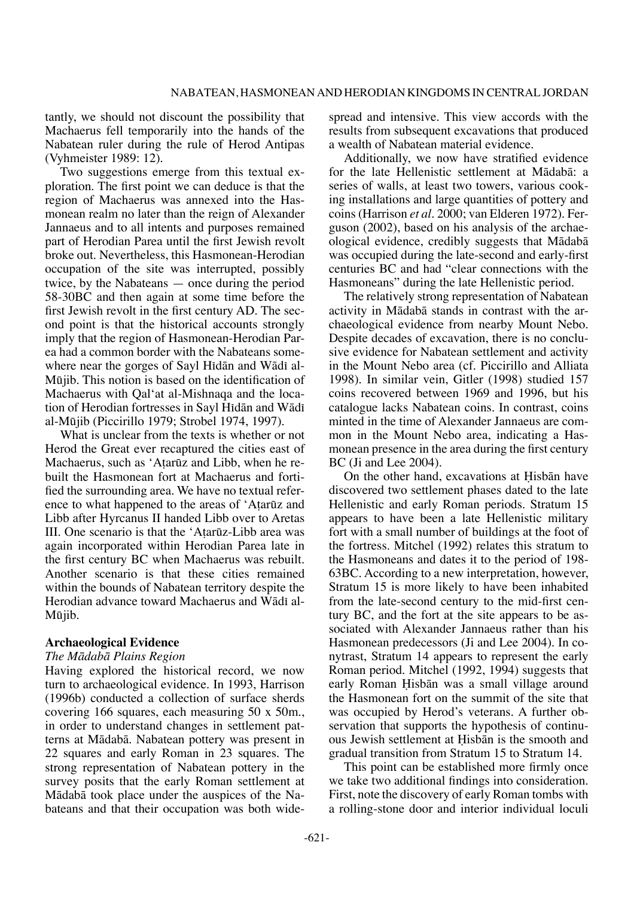tantly, we should not discount the possibility that Machaerus fell temporarily into the hands of the Nabatean ruler during the rule of Herod Antipas (Vyhmeister 1989: 12).

Two suggestions emerge from this textual exploration. The first point we can deduce is that the region of Machaerus was annexed into the Hasmonean realm no later than the reign of Alexander Jannaeus and to all intents and purposes remained part of Herodian Parea until the first Jewish revolt broke out. Nevertheless, this Hasmonean-Herodian occupation of the site was interrupted, possibly twice, by the Nabateans — once during the period 58-30BC and then again at some time before the first Jewish revolt in the first century AD. The second point is that the historical accounts strongly imply that the region of Hasmonean-Herodian Parea had a common border with the Nabateans somewhere near the gorges of Sayl Hīdān and Wādī al-Mūjib. This notion is based on the identification of Machaerus with Qal'at al-Mishnaqa and the location of Herodian fortresses in Sayl Hīdān and Wādī al-Mūjib (Piccirillo 1979; Strobel 1974, 1997).

What is unclear from the texts is whether or not Herod the Great ever recaptured the cities east of Machaerus, such as 'Aṭarūz and Libb, when he rebuilt the Hasmonean fort at Machaerus and fortified the surrounding area. We have no textual reference to what happened to the areas of 'Aṭarūz and Libb after Hyrcanus II handed Libb over to Aretas III. One scenario is that the 'Aṭarūz-Libb area was again incorporated within Herodian Parea late in the first century BC when Machaerus was rebuilt. Another scenario is that these cities remained within the bounds of Nabatean territory despite the Herodian advance toward Machaerus and Wādī al-Mūjib.

## Archaeological Evidence

### *The Mādabā Plains Region*

Having explored the historical record, we now turn to archaeological evidence. In 1993, Harrison (1996b) conducted a collection of surface sherds covering 166 squares, each measuring 50 x 50m., in order to understand changes in settlement patterns at Mādabā. Nabatean pottery was present in 22 squares and early Roman in 23 squares. The strong representation of Nabatean pottery in the survey posits that the early Roman settlement at Mādabā took place under the auspices of the Nabateans and that their occupation was both widespread and intensive. This view accords with the results from subsequent excavations that produced a wealth of Nabatean material evidence.

Additionally, we now have stratified evidence for the late Hellenistic settlement at Mādabā: a series of walls, at least two towers, various cooking installations and large quantities of pottery and coins (Harrison *et al*. 2000; van Elderen 1972). Ferguson (2002), based on his analysis of the archaeological evidence, credibly suggests that Mādabā was occupied during the late-second and early-first centuries BC and had "clear connections with the Hasmoneans" during the late Hellenistic period.

The relatively strong representation of Nabatean activity in Mādabā stands in contrast with the archaeological evidence from nearby Mount Nebo. Despite decades of excavation, there is no conclusive evidence for Nabatean settlement and activity in the Mount Nebo area (cf. Piccirillo and Alliata 1998). In similar vein, Gitler (1998) studied 157 coins recovered between 1969 and 1996, but his catalogue lacks Nabatean coins. In contrast, coins minted in the time of Alexander Jannaeus are common in the Mount Nebo area, indicating a Hasmonean presence in the area during the first century BC (Ji and Lee 2004).

On the other hand, excavations at Ḥisbān have discovered two settlement phases dated to the late Hellenistic and early Roman periods. Stratum 15 appears to have been a late Hellenistic military fort with a small number of buildings at the foot of the fortress. Mitchel (1992) relates this stratum to the Hasmoneans and dates it to the period of 198-63BC. According to a new interpretation, however, Stratum 15 is more likely to have been inhabited from the late-second to the mid-first century BC, and the fort at the site appears to be associated with Alexander Jannaeus rather than his Hasmonean predecessors (Ji and Lee 2004). In conyrtrast, Stratum 14 appears to represent the early Roman period. Mitchel (1992, 1994) suggests that early Roman Ḥisbān was a small village around the Hasmonean fort on the summit of the site that was occupied by Herod's veterans. A further observation that supports the hypothesis of continuous Jewish settlement at Ḥisbān is the smooth and gradual transition from Stratum 15 to Stratum 14.

This point can be established more firmly once we take two additional findings into consideration. First, note the discovery of early Roman tombs with a rolling-stone door and interior individual loculi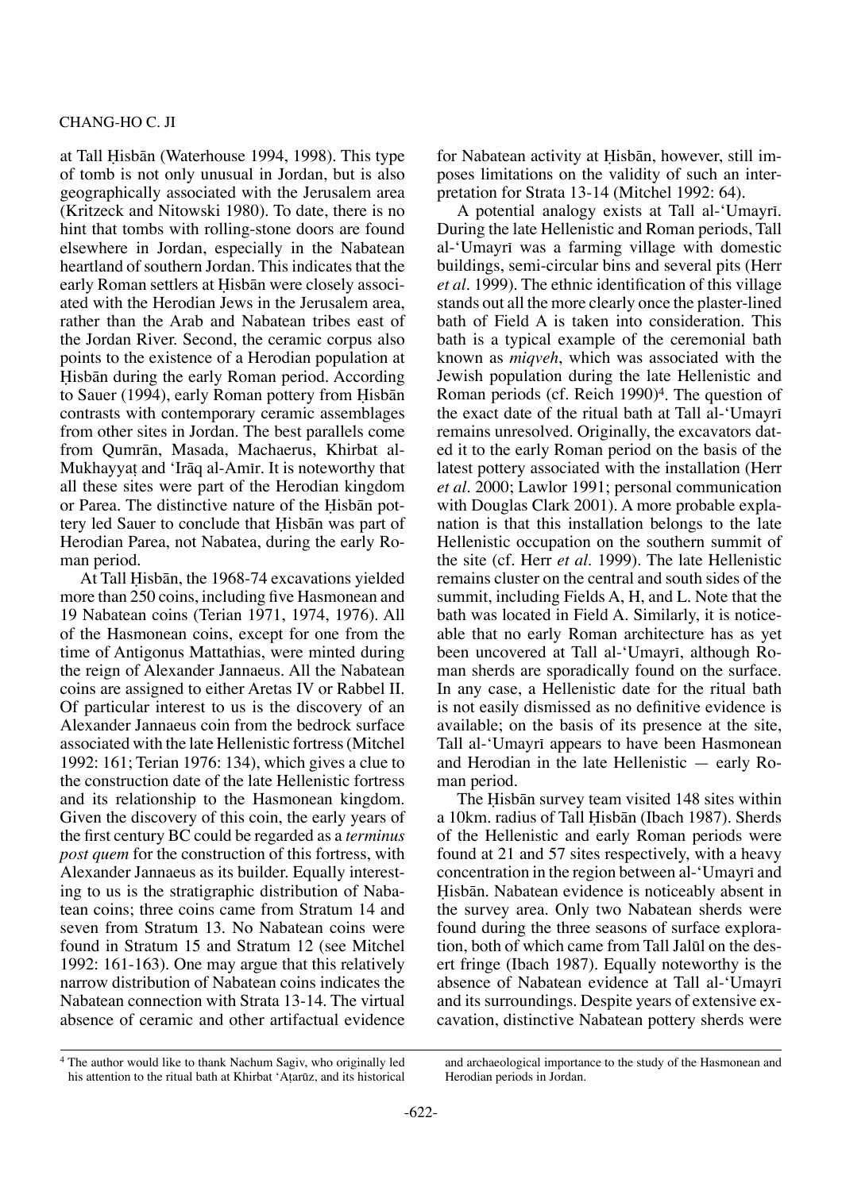at Tall Ḥisbān (Waterhouse 1994, 1998). This type of tomb is not only unusual in Jordan, but is also geographically associated with the Jerusalem area (Kritzeck and Nitowski 1980). To date, there is no hint that tombs with rolling-stone doors are found elsewhere in Jordan, especially in the Nabatean heartland of southern Jordan. This indicates that the early Roman settlers at Ḥisbān were closely associated with the Herodian Jews in the Jerusalem area, rather than the Arab and Nabatean tribes east of the Jordan River. Second, the ceramic corpus also points to the existence of a Herodian population at Ḥisbān during the early Roman period. According to Sauer (1994), early Roman pottery from Ḥisbān contrasts with contemporary ceramic assemblages from other sites in Jordan. The best parallels come from Qumrān, Masada, Machaerus, Khirbat al-Mukhayyaṭ and 'Irāq al-Amīr. It is noteworthy that all these sites were part of the Herodian kingdom or Parea. The distinctive nature of the Ḥisbān pottery led Sauer to conclude that Ḥisbān was part of Herodian Parea, not Nabatea, during the early Roman period.

At Tall Ḥisbān, the 1968-74 excavations yielded more than 250 coins, including five Hasmonean and 19 Nabatean coins (Terian 1971, 1974, 1976). All of the Hasmonean coins, except for one from the time of Antigonus Mattathias, were minted during the reign of Alexander Jannaeus. All the Nabatean coins are assigned to either Aretas IV or Rabbel II. Of particular interest to us is the discovery of an Alexander Jannaeus coin from the bedrock surface associated with the late Hellenistic fortress (Mitchel 1992: 161; Terian 1976: 134), which gives a clue to the construction date of the late Hellenistic fortress and its relationship to the Hasmonean kingdom. Given the discovery of this coin, the early years of the first century BC could be regarded as a *terminus post quem* for the construction of this fortress, with Alexander Jannaeus as its builder. Equally interesting to us is the stratigraphic distribution of Nabatean coins; three coins came from Stratum 14 and seven from Stratum 13. No Nabatean coins were found in Stratum 15 and Stratum 12 (see Mitchel 1992: 161-163). One may argue that this relatively narrow distribution of Nabatean coins indicates the Nabatean connection with Strata 13-14. The virtual absence of ceramic and other artifactual evidence for Nabatean activity at Ḥisbān, however, still imposes limitations on the validity of such an interpretation for Strata 13-14 (Mitchel 1992: 64).

A potential analogy exists at Tall al-'Umayrī. During the late Hellenistic and Roman periods, Tall al-'Umayrī was a farming village with domestic buildings, semi-circular bins and several pits (Herr *et al*. 1999). The ethnic identification of this village stands out all the more clearly once the plaster-lined bath of Field A is taken into consideration. This bath is a typical example of the ceremonial bath known as *miqveh*, which was associated with the Jewish population during the late Hellenistic and Roman periods (cf. Reich 1990)[4]. The question of the exact date of the ritual bath at Tall al-'Umayrī remains unresolved. Originally, the excavators dated it to the early Roman period on the basis of the latest pottery associated with the installation (Herr *et al*. 2000; Lawlor 1991; personal communication with Douglas Clark 2001). A more probable explanation is that this installation belongs to the late Hellenistic occupation on the southern summit of the site (cf. Herr *et al.* 1999). The late Hellenistic remains cluster on the central and south sides of the summit, including Fields A, H, and L. Note that the bath was located in Field A. Similarly, it is noticeable that no early Roman architecture has as yet been uncovered at Tall al-'Umayrī, although Roman sherds are sporadically found on the surface. In any case, a Hellenistic date for the ritual bath is not easily dismissed as no definitive evidence is available; on the basis of its presence at the site, Tall al-'Umayrī appears to have been Hasmonean and Herodian in the late Hellenistic — early Roman period.

The Ḥisbān survey team visited 148 sites within a 10km. radius of Tall Ḥisbān (Ibach 1987). Sherds of the Hellenistic and early Roman periods were found at 21 and 57 sites respectively, with a heavy concentration in the region between al-'Umayrī and Ḥisbān. Nabatean evidence is noticeably absent in the survey area. Only two Nabatean sherds were found during the three seasons of surface exploration, both of which came from Tall Jalūl on the desert fringe (Ibach 1987). Equally noteworthy is the absence of Nabatean evidence at Tall al-'Umayrī and its surroundings. Despite years of extensive excavation, distinctive Nabatean pottery sherds were

[4] The author would like to thank Nachum Sagiv, who originally led his attention to the ritual bath at Khirbat 'Aṭarūz, and its historical and archaeological importance to the study of the Hasmonean and Herodian periods in Jordan.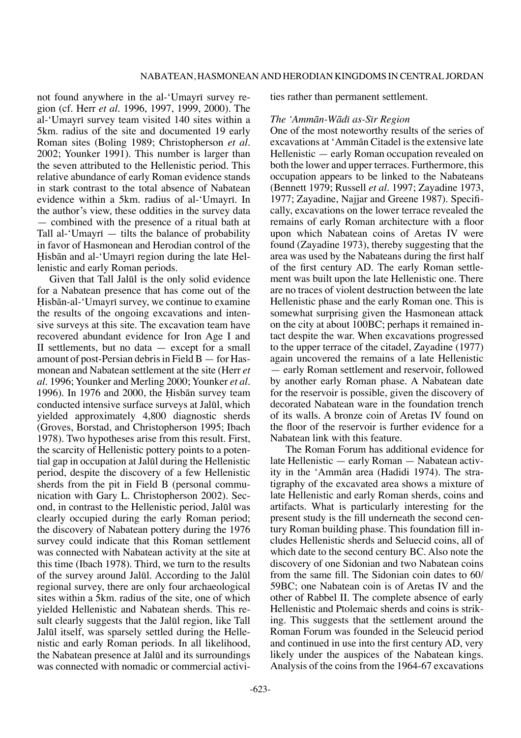not found anywhere in the al-'Umayrī survey region (cf. Herr *et al*. 1996, 1997, 1999, 2000). The al-'Umayrī survey team visited 140 sites within a 5km. radius of the site and documented 19 early Roman sites (Boling 1989; Christopherson *et al*. 2002; Younker 1991). This number is larger than the seven attributed to the Hellenistic period. This relative abundance of early Roman evidence stands in stark contrast to the total absence of Nabatean evidence within a 5km. radius of al-'Umayrī. In the author's view, these oddities in the survey data — combined with the presence of a ritual bath at Tall al-'Umayrī — tilts the balance of probability in favor of Hasmonean and Herodian control of the Ḥisbān and al-'Umayrī region during the late Hellenistic and early Roman periods.

Given that Tall Jalūl is the only solid evidence for a Nabatean presence that has come out of the Ḥisbān-al-'Umayrī survey, we continue to examine the results of the ongoing excavations and intensive surveys at this site. The excavation team have recovered abundant evidence for Iron Age I and II settlements, but no data — except for a small amount of post-Persian debris in Field B — for Hasmonean and Nabatean settlement at the site (Herr *et al*. 1996; Younker and Merling 2000; Younker *et al*. 1996). In 1976 and 2000, the Ḥisbān survey team conducted intensive surface surveys at Jalūl, which yielded approximately 4,800 diagnostic sherds (Groves, Borstad, and Christopherson 1995; Ibach 1978). Two hypotheses arise from this result. First, the scarcity of Hellenistic pottery points to a potential gap in occupation at Jalūl during the Hellenistic period, despite the discovery of a few Hellenistic sherds from the pit in Field B (personal communication with Gary L. Christopherson 2002). Second, in contrast to the Hellenistic period, Jalūl was clearly occupied during the early Roman period; the discovery of Nabatean pottery during the 1976 survey could indicate that this Roman settlement was connected with Nabatean activity at the site at this time (Ibach 1978). Third, we turn to the results of the survey around Jalūl. According to the Jalūl regional survey, there are only four archaeological sites within a 5km. radius of the site, one of which yielded Hellenistic and Nabatean sherds. This result clearly suggests that the Jalūl region, like Tall Jalūl itself, was sparsely settled during the Hellenistic and early Roman periods. In all likelihood, the Nabatean presence at Jalūl and its surroundings was connected with nomadic or commercial activities rather than permanent settlement.

### *The 'Ammān-Wādī as-Sīr Region*

One of the most noteworthy results of the series of excavations at 'Ammān Citadel is the extensive late Hellenistic — early Roman occupation revealed on both the lower and upper terraces. Furthermore, this occupation appears to be linked to the Nabateans (Bennett 1979; Russell *et al*. 1997; Zayadine 1973, 1977; Zayadine, Najjar and Greene 1987). Specifically, excavations on the lower terrace revealed the remains of early Roman architecture with a floor upon which Nabatean coins of Aretas IV were found (Zayadine 1973), thereby suggesting that the area was used by the Nabateans during the first half of the first century AD. The early Roman settlement was built upon the late Hellenistic one. There are no traces of violent destruction between the late Hellenistic phase and the early Roman one. This is somewhat surprising given the Hasmonean attack on the city at about 100BC; perhaps it remained intact despite the war. When excavations progressed to the upper terrace of the citadel, Zayadine (1977) again uncovered the remains of a late Hellenistic — early Roman settlement and reservoir, followed by another early Roman phase. A Nabatean date for the reservoir is possible, given the discovery of decorated Nabatean ware in the foundation trench of its walls. A bronze coin of Aretas IV found on the floor of the reservoir is further evidence for a Nabatean link with this feature.

The Roman Forum has additional evidence for late Hellenistic — early Roman — Nabatean activity in the 'Ammān area (Hadidi 1974). The stratigraphy of the excavated area shows a mixture of late Hellenistic and early Roman sherds, coins and artifacts. What is particularly interesting for the present study is the fill underneath the second century Roman building phase. This foundation fill includes Hellenistic sherds and Seluecid coins, all of which date to the second century BC. Also note the discovery of one Sidonian and two Nabatean coins from the same fill. The Sidonian coin dates to 60/59BC; one Nabatean coin is of Aretas IV and the other of Rabbel II. The complete absence of early Hellenistic and Ptolemaic sherds and coins is striking. This suggests that the settlement around the Roman Forum was founded in the Seleucid period and continued in use into the first century AD, very likely under the auspices of the Nabatean kings. Analysis of the coins from the 1964-67 excavations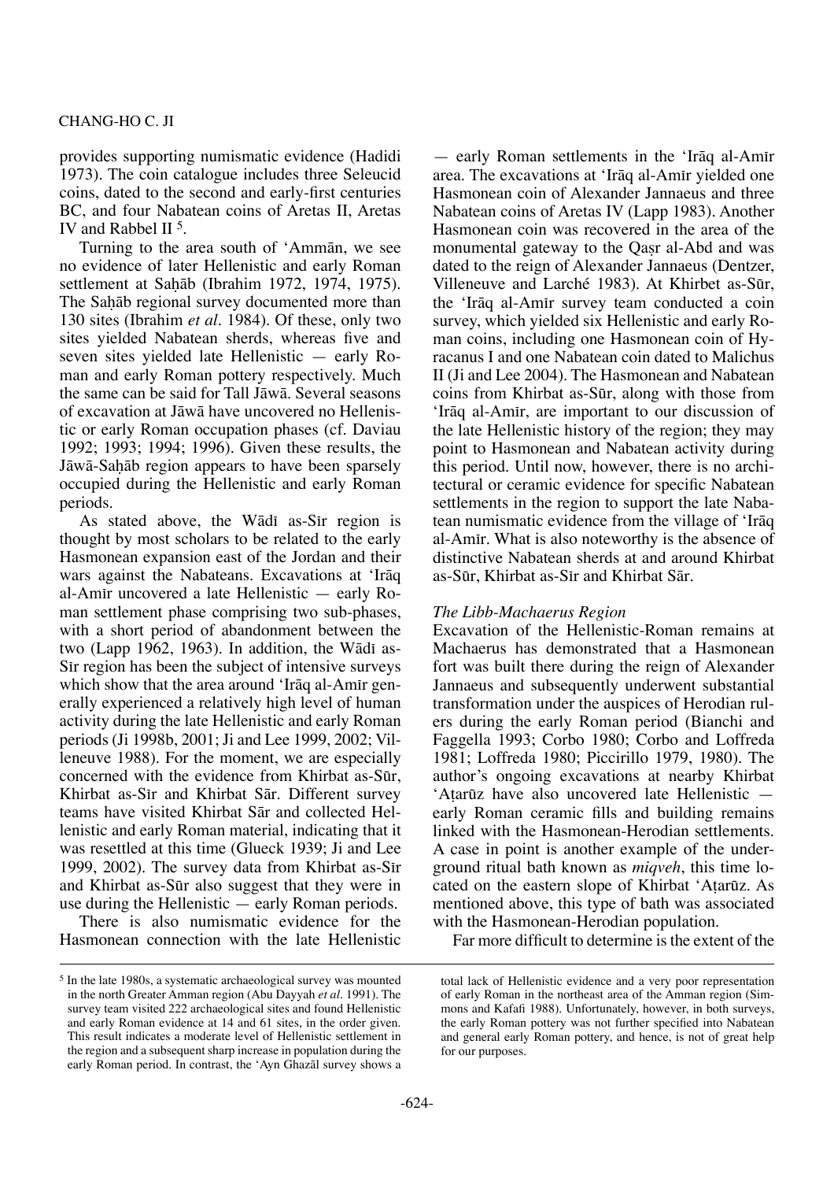provides supporting numismatic evidence (Hadidi 1973). The coin catalogue includes three Seleucid coins, dated to the second and early-first centuries BC, and four Nabatean coins of Aretas II, Aretas IV and Rabbel II [5].

Turning to the area south of 'Ammān, we see no evidence of later Hellenistic and early Roman settlement at Saḥāb (Ibrahim 1972, 1974, 1975). The Saḥāb regional survey documented more than 130 sites (Ibrahim *et al*. 1984). Of these, only two sites yielded Nabatean sherds, whereas five and seven sites yielded late Hellenistic — early Roman and early Roman pottery respectively. Much the same can be said for Tall Jāwā. Several seasons of excavation at Jāwā have uncovered no Hellenistic or early Roman occupation phases (cf. Daviau 1992; 1993; 1994; 1996). Given these results, the Jāwā-Saḥāb region appears to have been sparsely occupied during the Hellenistic and early Roman periods.

As stated above, the Wādī as-Sīr region is thought by most scholars to be related to the early Hasmonean expansion east of the Jordan and their wars against the Nabateans. Excavations at 'Irāq al-Amīr uncovered a late Hellenistic — early Roman settlement phase comprising two sub-phases, with a short period of abandonment between the two (Lapp 1962, 1963). In addition, the Wādī as-Sīr region has been the subject of intensive surveys which show that the area around 'Irāq al-Amīr generally experienced a relatively high level of human activity during the late Hellenistic and early Roman periods (Ji 1998b, 2001; Ji and Lee 1999, 2002; Villeneuve 1988). For the moment, we are especially concerned with the evidence from Khirbat as-Sūr, Khirbat as-Sīr and Khirbat Sār. Different survey teams have visited Khirbat Sār and collected Hellenistic and early Roman material, indicating that it was resettled at this time (Glueck 1939; Ji and Lee 1999, 2002). The survey data from Khirbat as-Sīr and Khirbat as-Sūr also suggest that they were in use during the Hellenistic — early Roman periods.

There is also numismatic evidence for the Hasmonean connection with the late Hellenistic — early Roman settlements in the 'Irāq al-Amīr area. The excavations at 'Irāq al-Amīr yielded one Hasmonean coin of Alexander Jannaeus and three Nabatean coins of Aretas IV (Lapp 1983). Another Hasmonean coin was recovered in the area of the monumental gateway to the Qaṣr al-Abd and was dated to the reign of Alexander Jannaeus (Dentzer, Villeneuve and Larché 1983). At Khirbet as-Sūr, the 'Irāq al-Amīr survey team conducted a coin survey, which yielded six Hellenistic and early Roman coins, including one Hasmonean coin of Hyracanus I and one Nabatean coin dated to Malichus II (Ji and Lee 2004). The Hasmonean and Nabatean coins from Khirbat as-Sūr, along with those from 'Irāq al-Amīr, are important to our discussion of the late Hellenistic history of the region; they may point to Hasmonean and Nabatean activity during this period. Until now, however, there is no architectural or ceramic evidence for specific Nabatean settlements in the region to support the late Nabatean numismatic evidence from the village of 'Irāq al-Amīr. What is also noteworthy is the absence of distinctive Nabatean sherds at and around Khirbat as-Sūr, Khirbat as-Sīr and Khirbat Sār.

### *The Libb-Machaerus Region*

Excavation of the Hellenistic-Roman remains at Machaerus has demonstrated that a Hasmonean fort was built there during the reign of Alexander Jannaeus and subsequently underwent substantial transformation under the auspices of Herodian rulers during the early Roman period (Bianchi and Faggella 1993; Corbo 1980; Corbo and Loffreda 1981; Loffreda 1980; Piccirillo 1979, 1980). The author's ongoing excavations at nearby Khirbat 'Aṭarūz have also uncovered late Hellenistic — early Roman ceramic fills and building remains linked with the Hasmonean-Herodian settlements. A case in point is another example of the underground ritual bath known as *miqveh*, this time located on the eastern slope of Khirbat 'Aṭarūz. As mentioned above, this type of bath was associated with the Hasmonean-Herodian population.

Far more difficult to determine is the extent of the

---

[5] In the late 1980s, a systematic archaeological survey was mounted in the north Greater Amman region (Abu Dayyah *et al*. 1991). The survey team visited 222 archaeological sites and found Hellenistic and early Roman evidence at 14 and 61 sites, in the order given. This result indicates a moderate level of Hellenistic settlement in the region and a subsequent sharp increase in population during the early Roman period. In contrast, the 'Ayn Ghazāl survey shows a total lack of Hellenistic evidence and a very poor representation of early Roman in the northeast area of the Amman region (Simmons and Kafafi 1988). Unfortunately, however, in both surveys, the early Roman pottery was not further specified into Nabatean and general early Roman pottery, and hence, is not of great help for our purposes.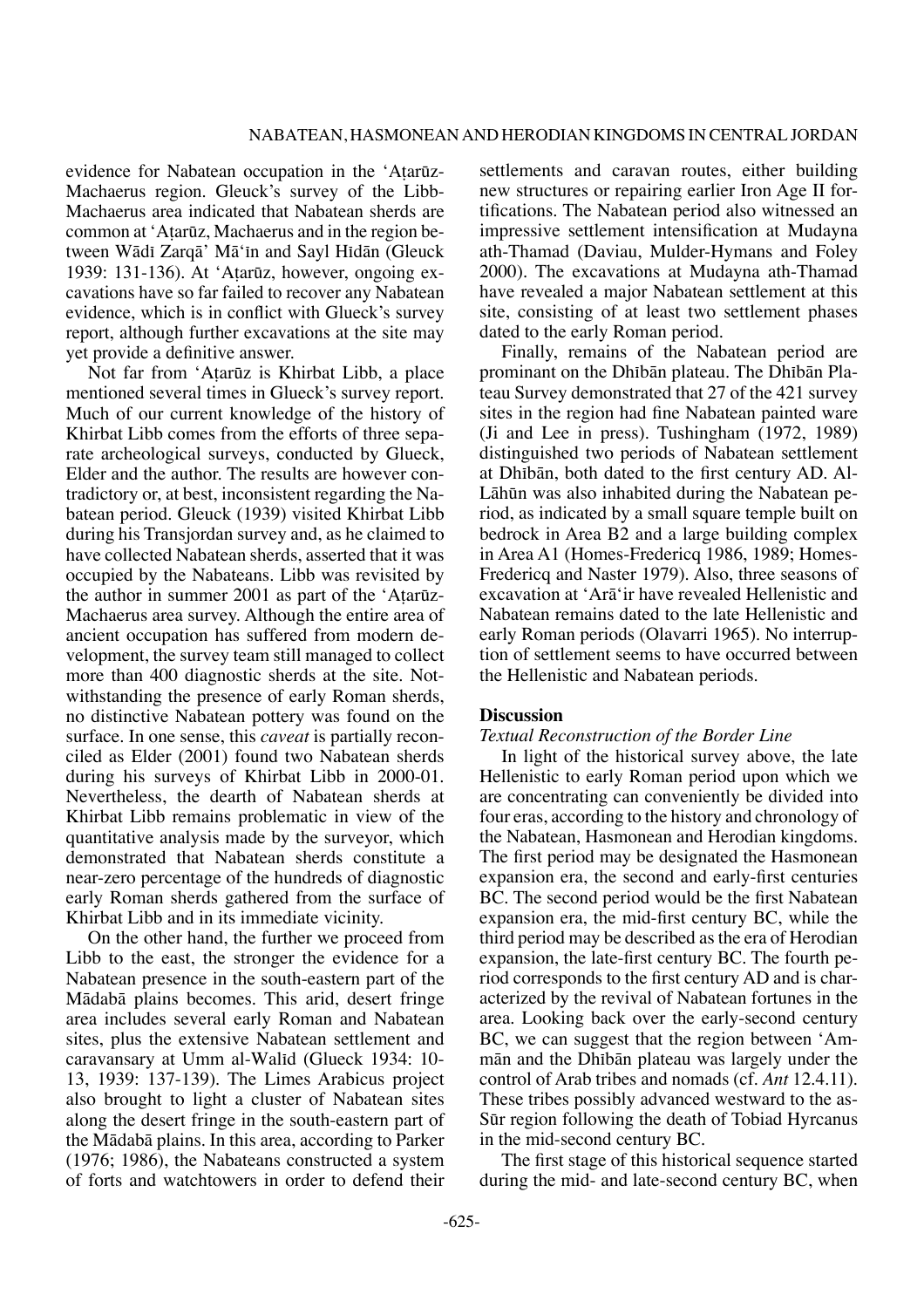evidence for Nabatean occupation in the 'Aṭarūz-Machaerus region. Glueck's survey of the Libb-Machaerus area indicated that Nabatean sherds are common at 'Aṭarūz, Machaerus and in the region between Wādī Zarqā' Mā'īn and Sayl Hīdān (Glueck 1939: 131-136). At 'Aṭarūz, however, ongoing excavations have so far failed to recover any Nabatean evidence, which is in conflict with Glueck's survey report, although further excavations at the site may yet provide a definitive answer.

Not far from 'Aṭarūz is Khirbat Libb, a place mentioned several times in Glueck's survey report. Much of our current knowledge of the history of Khirbat Libb comes from the efforts of three separate archeological surveys, conducted by Glueck, Elder and the author. The results are however contradictory or, at best, inconsistent regarding the Nabatean period. Glueck (1939) visited Khirbat Libb during his Transjordan survey and, as he claimed to have collected Nabatean sherds, asserted that it was occupied by the Nabateans. Libb was revisited by the author in summer 2001 as part of the 'Aṭarūz-Machaerus area survey. Although the entire area of ancient occupation has suffered from modern development, the survey team still managed to collect more than 400 diagnostic sherds at the site. Notwithstanding the presence of early Roman sherds, no distinctive Nabatean pottery was found on the surface. In one sense, this *caveat* is partially reconciled as Elder (2001) found two Nabatean sherds during his surveys of Khirbat Libb in 2000-01. Nevertheless, the dearth of Nabatean sherds at Khirbat Libb remains problematic in view of the quantitative analysis made by the surveyor, which demonstrated that Nabatean sherds constitute a near-zero percentage of the hundreds of diagnostic early Roman sherds gathered from the surface of Khirbat Libb and in its immediate vicinity.

On the other hand, the further we proceed from Libb to the east, the stronger the evidence for a Nabatean presence in the south-eastern part of the Mādabā plains becomes. This arid, desert fringe area includes several early Roman and Nabatean sites, plus the extensive Nabatean settlement and caravansary at Umm al-Walīd (Glueck 1934: 10-13, 1939: 137-139). The Limes Arabicus project also brought to light a cluster of Nabatean sites along the desert fringe in the south-eastern part of the Mādabā plains. In this area, according to Parker (1976; 1986), the Nabateans constructed a system of forts and watchtowers in order to defend their settlements and caravan routes, either building new structures or repairing earlier Iron Age II fortifications. The Nabatean period also witnessed an impressive settlement intensification at Mudayna ath-Thamad (Daviau, Mulder-Hymans and Foley 2000). The excavations at Mudayna ath-Thamad have revealed a major Nabatean settlement at this site, consisting of at least two settlement phases dated to the early Roman period.

Finally, remains of the Nabatean period are prominant on the Dhībān plateau. The Dhībān Plateau Survey demonstrated that 27 of the 421 survey sites in the region had fine Nabatean painted ware (Ji and Lee in press). Tushingham (1972, 1989) distinguished two periods of Nabatean settlement at Dhībān, both dated to the first century AD. Al-Lāhūn was also inhabited during the Nabatean period, as indicated by a small square temple built on bedrock in Area B2 and a large building complex in Area A1 (Homes-Fredericq 1986, 1989; Homes-Fredericq and Naster 1979). Also, three seasons of excavation at 'Arā'ir have revealed Hellenistic and Nabatean remains dated to the late Hellenistic and early Roman periods (Olavarri 1965). No interruption of settlement seems to have occurred between the Hellenistic and Nabatean periods.

## Discussion

### *Textual Reconstruction of the Border Line*

In light of the historical survey above, the late Hellenistic to early Roman period upon which we are concentrating can conveniently be divided into four eras, according to the history and chronology of the Nabatean, Hasmonean and Herodian kingdoms. The first period may be designated the Hasmonean expansion era, the second and early-first centuries BC. The second period would be the first Nabatean expansion era, the mid-first century BC, while the third period may be described as the era of Herodian expansion, the late-first century BC. The fourth period corresponds to the first century AD and is characterized by the revival of Nabatean fortunes in the area. Looking back over the early-second century BC, we can suggest that the region between 'Ammān and the Dhībān plateau was largely under the control of Arab tribes and nomads (cf. *Ant* 12.4.11). These tribes possibly advanced westward to the as-Sūr region following the death of Tobiad Hyrcanus in the mid-second century BC.

The first stage of this historical sequence started during the mid- and late-second century BC, when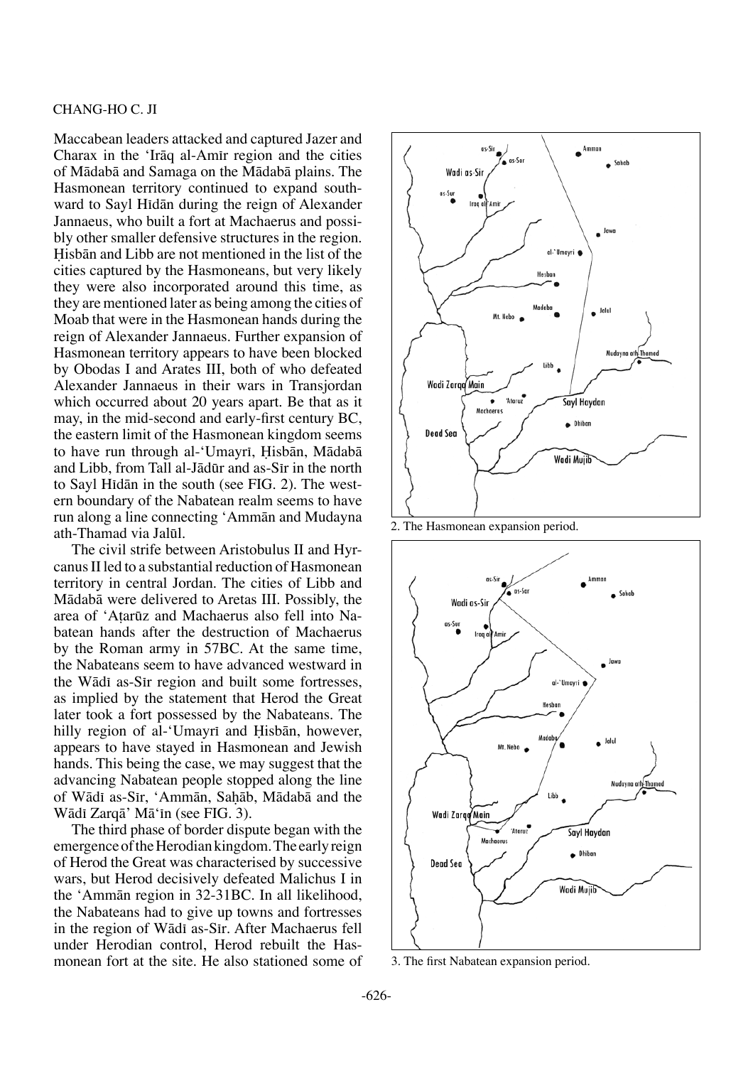Maccabean leaders attacked and captured Jazer and Charax in the 'Irāq al-Amīr region and the cities of Mādabā and Samaga on the Mādabā plains. The Hasmonean territory continued to expand southward to Sayl Hīdān during the reign of Alexander Jannaeus, who built a fort at Machaerus and possibly other smaller defensive structures in the region. Ḥisbān and Libb are not mentioned in the list of the cities captured by the Hasmoneans, but very likely they were also incorporated around this time, as they are mentioned later as being among the cities of Moab that were in the Hasmonean hands during the reign of Alexander Jannaeus. Further expansion of Hasmonean territory appears to have been blocked by Obodas I and Arates III, both of who defeated Alexander Jannaeus in their wars in Transjordan which occurred about 20 years apart. Be that as it may, in the mid-second and early-first century BC, the eastern limit of the Hasmonean kingdom seems to have run through al-'Umayrī, Ḥisbān, Mādabā and Libb, from Tall al-Jādūr and as-Sīr in the north to Sayl Hīdān in the south (see FIG. 2). The western boundary of the Nabatean realm seems to have run along a line connecting 'Ammān and Mudayna ath-Thamad via Jalūl.

The civil strife between Aristobulus II and Hyrcanus II led to a substantial reduction of Hasmonean territory in central Jordan. The cities of Libb and Mādabā were delivered to Aretas III. Possibly, the area of 'Aṭarūz and Machaerus also fell into Nabatean hands after the destruction of Machaerus by the Roman army in 57BC. At the same time, the Nabateans seem to have advanced westward in the Wādī as-Sīr region and built some fortresses, as implied by the statement that Herod the Great later took a fort possessed by the Nabateans. The hilly region of al-'Umayrī and Ḥisbān, however, appears to have stayed in Hasmonean and Jewish hands. This being the case, we may suggest that the advancing Nabatean people stopped along the line of Wādī as-Sīr, 'Ammān, Saḥāb, Mādabā and the Wādī Zarqā' Mā'īn (see FIG. 3).

The third phase of border dispute began with the emergence of the Herodian kingdom. The early reign of Herod the Great was characterised by successive wars, but Herod decisively defeated Malichus I in the 'Ammān region in 32-31BC. In all likelihood, the Nabateans had to give up towns and fortresses in the region of Wādī as-Sīr. After Machaerus fell under Herodian control, Herod rebuilt the Hasmonean fort at the site. He also stationed some of

2. The Hasmonean expansion period.

3. The first Nabatean expansion period.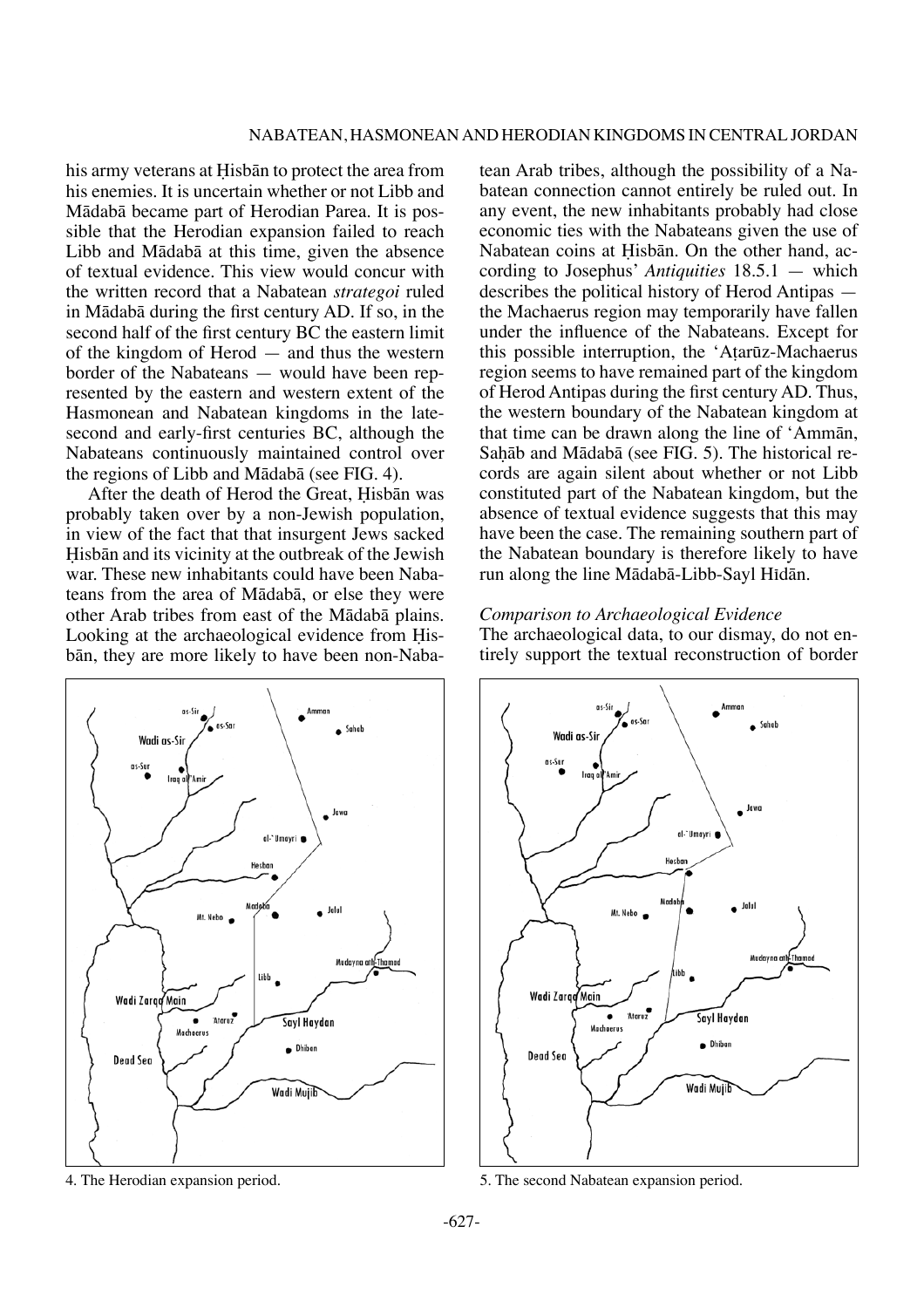his army veterans at Ḥisbān to protect the area from his enemies. It is uncertain whether or not Libb and Mādabā became part of Herodian Parea. It is possible that the Herodian expansion failed to reach Libb and Mādabā at this time, given the absence of textual evidence. This view would concur with the written record that a Nabatean *strategoi* ruled in Mādabā during the first century AD. If so, in the second half of the first century BC the eastern limit of the kingdom of Herod — and thus the western border of the Nabateans — would have been represented by the eastern and western extent of the Hasmonean and Nabatean kingdoms in the late-second and early-first centuries BC, although the Nabateans continuously maintained control over the regions of Libb and Mādabā (see FIG. 4).

After the death of Herod the Great, Ḥisbān was probably taken over by a non-Jewish population, in view of the fact that that insurgent Jews sacked Ḥisbān and its vicinity at the outbreak of the Jewish war. These new inhabitants could have been Nabateans from the area of Mādabā, or else they were other Arab tribes from east of the Mādabā plains. Looking at the archaeological evidence from Ḥisbān, they are more likely to have been non-Nabatean Arab tribes, although the possibility of a Nabatean connection cannot entirely be ruled out. In any event, the new inhabitants probably had close economic ties with the Nabateans given the use of Nabatean coins at Ḥisbān. On the other hand, according to Josephus' *Antiquities* 18.5.1 — which describes the political history of Herod Antipas — the Machaerus region may temporarily have fallen under the influence of the Nabateans. Except for this possible interruption, the 'Aṭarūz-Machaerus region seems to have remained part of the kingdom of Herod Antipas during the first century AD. Thus, the western boundary of the Nabatean kingdom at that time can be drawn along the line of 'Ammān, Saḥāb and Mādabā (see FIG. 5). The historical records are again silent about whether or not Libb constituted part of the Nabatean kingdom, but the absence of textual evidence suggests that this may have been the case. The remaining southern part of the Nabatean boundary is therefore likely to have run along the line Mādabā-Libb-Sayl Hīdān.

### *Comparison to Archaeological Evidence*

The archaeological data, to our dismay, do not entirely support the textual reconstruction of border

4. The Herodian expansion period.

5. The second Nabatean expansion period.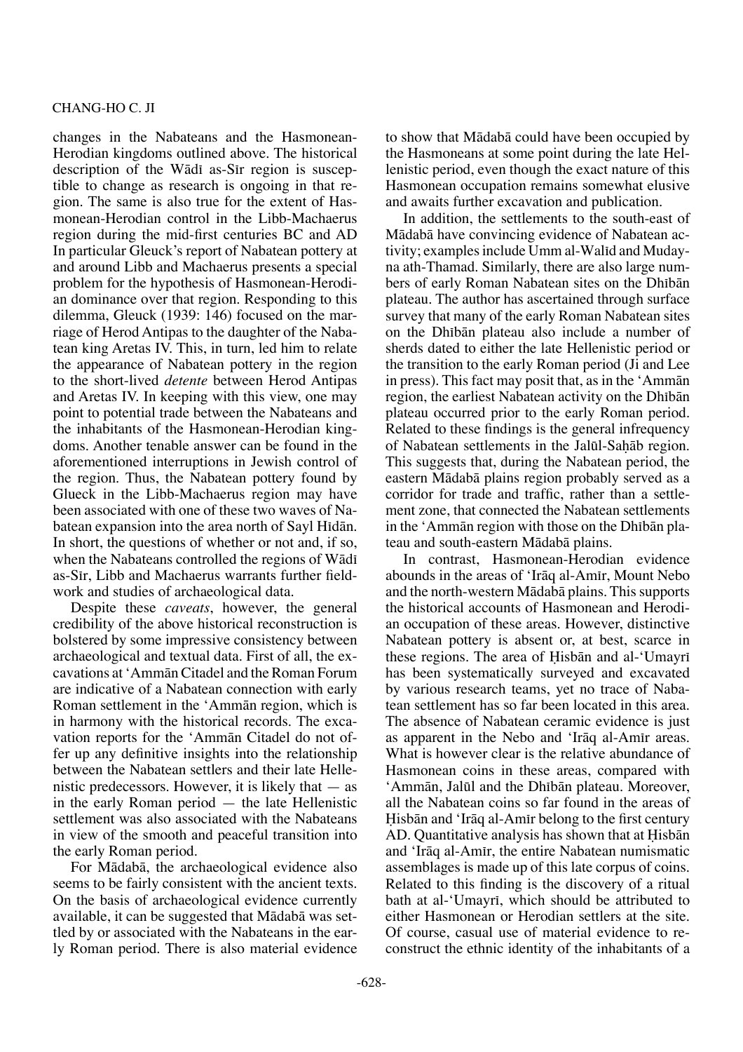changes in the Nabateans and the Hasmonean-Herodian kingdoms outlined above. The historical description of the Wādī as-Sīr region is susceptible to change as research is ongoing in that region. The same is also true for the extent of Hasmonean-Herodian control in the Libb-Machaerus region during the mid-first centuries BC and AD In particular Glueck's report of Nabatean pottery at and around Libb and Machaerus presents a special problem for the hypothesis of Hasmonean-Herodian dominance over that region. Responding to this dilemma, Gleuck (1939: 146) focused on the marriage of Herod Antipas to the daughter of the Nabatean king Aretas IV. This, in turn, led him to relate the appearance of Nabatean pottery in the region to the short-lived *detente* between Herod Antipas and Aretas IV. In keeping with this view, one may point to potential trade between the Nabateans and the inhabitants of the Hasmonean-Herodian kingdoms. Another tenable answer can be found in the aforementioned interruptions in Jewish control of the region. Thus, the Nabatean pottery found by Glueck in the Libb-Machaerus region may have been associated with one of these two waves of Nabatean expansion into the area north of Sayl Hīdān. In short, the questions of whether or not and, if so, when the Nabateans controlled the regions of Wādī as-Sīr, Libb and Machaerus warrants further fieldwork and studies of archaeological data.

Despite these *caveats*, however, the general credibility of the above historical reconstruction is bolstered by some impressive consistency between archaeological and textual data. First of all, the excavations at ʻAmmān Citadel and the Roman Forum are indicative of a Nabatean connection with early Roman settlement in the ʻAmmān region, which is in harmony with the historical records. The excavation reports for the ʻAmmān Citadel do not offer up any definitive insights into the relationship between the Nabatean settlers and their late Hellenistic predecessors. However, it is likely that — as in the early Roman period — the late Hellenistic settlement was also associated with the Nabateans in view of the smooth and peaceful transition into the early Roman period.

For Mādabā, the archaeological evidence also seems to be fairly consistent with the ancient texts. On the basis of archaeological evidence currently available, it can be suggested that Mādabā was settled by or associated with the Nabateans in the early Roman period. There is also material evidence to show that Mādabā could have been occupied by the Hasmoneans at some point during the late Hellenistic period, even though the exact nature of this Hasmonean occupation remains somewhat elusive and awaits further excavation and publication.

In addition, the settlements to the south-east of Mādabā have convincing evidence of Nabatean activity; examples include Umm al-Walīd and Mudayna ath-Thamad. Similarly, there are also large numbers of early Roman Nabatean sites on the Dhībān plateau. The author has ascertained through surface survey that many of the early Roman Nabatean sites on the Dhībān plateau also include a number of sherds dated to either the late Hellenistic period or the transition to the early Roman period (Ji and Lee in press). This fact may posit that, as in the ʻAmmān region, the earliest Nabatean activity on the Dhībān plateau occurred prior to the early Roman period. Related to these findings is the general infrequency of Nabatean settlements in the Jalūl-Saḥāb region. This suggests that, during the Nabatean period, the eastern Mādabā plains region probably served as a corridor for trade and traffic, rather than a settlement zone, that connected the Nabatean settlements in the ʻAmmān region with those on the Dhībān plateau and south-eastern Mādabā plains.

In contrast, Hasmonean-Herodian evidence abounds in the areas of ʻIrāq al-Amīr, Mount Nebo and the north-western Mādabā plains. This supports the historical accounts of Hasmonean and Herodian occupation of these areas. However, distinctive Nabatean pottery is absent or, at best, scarce in these regions. The area of Ḥisbān and al-ʻUmayrī has been systematically surveyed and excavated by various research teams, yet no trace of Nabatean settlement has so far been located in this area. The absence of Nabatean ceramic evidence is just as apparent in the Nebo and ʻIrāq al-Amīr areas. What is however clear is the relative abundance of Hasmonean coins in these areas, compared with ʻAmmān, Jalūl and the Dhībān plateau. Moreover, all the Nabatean coins so far found in the areas of Ḥisbān and ʻIrāq al-Amīr belong to the first century AD. Quantitative analysis has shown that at Ḥisbān and ʻIrāq al-Amīr, the entire Nabatean numismatic assemblages is made up of this late corpus of coins. Related to this finding is the discovery of a ritual bath at al-ʻUmayrī, which should be attributed to either Hasmonean or Herodian settlers at the site. Of course, casual use of material evidence to reconstruct the ethnic identity of the inhabitants of a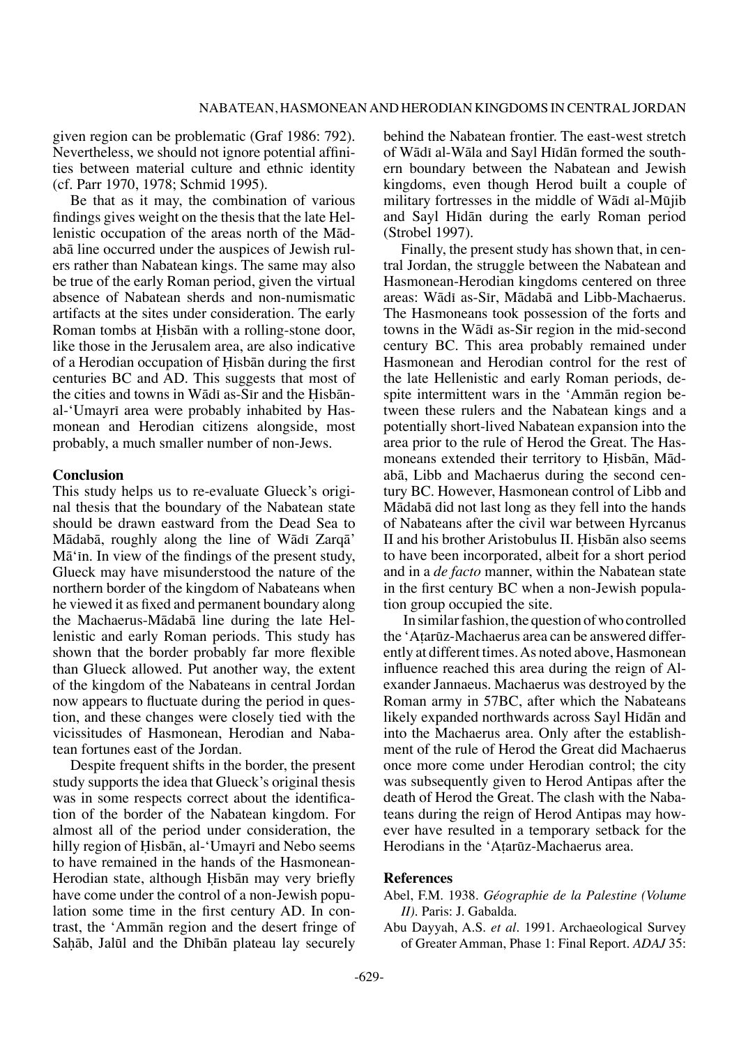given region can be problematic (Graf 1986: 792). Nevertheless, we should not ignore potential affinities between material culture and ethnic identity (cf. Parr 1970, 1978; Schmid 1995).

Be that as it may, the combination of various findings gives weight on the thesis that the late Hellenistic occupation of the areas north of the Mādabā line occurred under the auspices of Jewish rulers rather than Nabatean kings. The same may also be true of the early Roman period, given the virtual absence of Nabatean sherds and non-numismatic artifacts at the sites under consideration. The early Roman tombs at Ḥisbān with a rolling-stone door, like those in the Jerusalem area, are also indicative of a Herodian occupation of Ḥisbān during the first centuries BC and AD. This suggests that most of the cities and towns in Wādī as-Sīr and the Ḥisbān-al-'Umayrī area were probably inhabited by Hasmonean and Herodian citizens alongside, most probably, a much smaller number of non-Jews.

## Conclusion

This study helps us to re-evaluate Glueck's original thesis that the boundary of the Nabatean state should be drawn eastward from the Dead Sea to Mādabā, roughly along the line of Wādī Zarqā' Mā'īn. In view of the findings of the present study, Glueck may have misunderstood the nature of the northern border of the kingdom of Nabateans when he viewed it as fixed and permanent boundary along the Machaerus-Mādabā line during the late Hellenistic and early Roman periods. This study has shown that the border probably far more flexible than Glueck allowed. Put another way, the extent of the kingdom of the Nabateans in central Jordan now appears to fluctuate during the period in question, and these changes were closely tied with the vicissitudes of Hasmonean, Herodian and Nabatean fortunes east of the Jordan.

Despite frequent shifts in the border, the present study supports the idea that Glueck's original thesis was in some respects correct about the identification of the border of the Nabatean kingdom. For almost all of the period under consideration, the hilly region of Ḥisbān, al-'Umayrī and Nebo seems to have remained in the hands of the Hasmonean-Herodian state, although Ḥisbān may very briefly have come under the control of a non-Jewish population some time in the first century AD. In contrast, the 'Ammān region and the desert fringe of Saḥāb, Jalūl and the Dhībān plateau lay securely behind the Nabatean frontier. The east-west stretch of Wādī al-Wāla and Sayl Hīdān formed the southern boundary between the Nabatean and Jewish kingdoms, even though Herod built a couple of military fortresses in the middle of Wādī al-Mūjib and Sayl Hīdān during the early Roman period (Strobel 1997).

Finally, the present study has shown that, in central Jordan, the struggle between the Nabatean and Hasmonean-Herodian kingdoms centered on three areas: Wādī as-Sīr, Mādabā and Libb-Machaerus. The Hasmoneans took possession of the forts and towns in the Wādī as-Sīr region in the mid-second century BC. This area probably remained under Hasmonean and Herodian control for the rest of the late Hellenistic and early Roman periods, despite intermittent wars in the 'Ammān region between these rulers and the Nabatean kings and a potentially short-lived Nabatean expansion into the area prior to the rule of Herod the Great. The Hasmoneans extended their territory to Ḥisbān, Mādabā, Libb and Machaerus during the second century BC. However, Hasmonean control of Libb and Mādabā did not last long as they fell into the hands of Nabateans after the civil war between Hyrcanus II and his brother Aristobulus II. Ḥisbān also seems to have been incorporated, albeit for a short period and in a *de facto* manner, within the Nabatean state in the first century BC when a non-Jewish population group occupied the site.

In similar fashion, the question of who controlled the 'Aṭarūz-Machaerus area can be answered differently at different times. As noted above, Hasmonean influence reached this area during the reign of Alexander Jannaeus. Machaerus was destroyed by the Roman army in 57BC, after which the Nabateans likely expanded northwards across Sayl Hīdān and into the Machaerus area. Only after the establishment of the rule of Herod the Great did Machaerus once more come under Herodian control; the city was subsequently given to Herod Antipas after the death of Herod the Great. The clash with the Nabateans during the reign of Herod Antipas may however have resulted in a temporary setback for the Herodians in the 'Aṭarūz-Machaerus area.

## References

Abel, F.M. 1938. *Géographie de la Palestine (Volume II)*. Paris: J. Gabalda.

Abu Dayyah, A.S. *et al*. 1991. Archaeological Survey of Greater Amman, Phase 1: Final Report. *ADAJ* 35: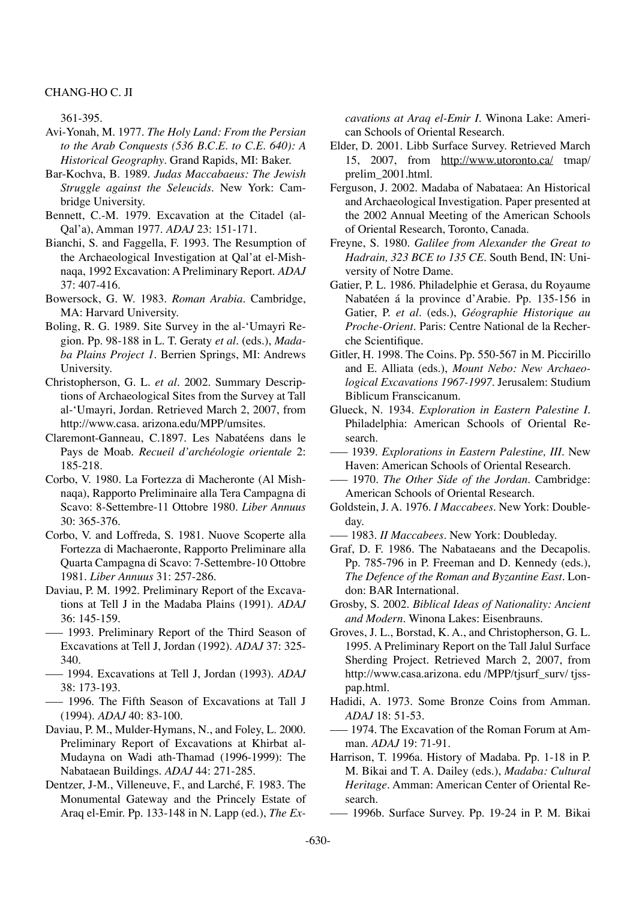361-395.

Avi-Yonah, M. 1977. *The Holy Land: From the Persian to the Arab Conquests (536 B.C.E. to C.E. 640): A Historical Geography*. Grand Rapids, MI: Baker.

Bar-Kochva, B. 1989. *Judas Maccabaeus: The Jewish Struggle against the Seleucids*. New York: Cambridge University.

Bennett, C.-M. 1979. Excavation at the Citadel (al-Qal'a), Amman 1977. *ADAJ* 23: 151-171.

Bianchi, S. and Faggella, F. 1993. The Resumption of the Archaeological Investigation at Qal'at el-Mishnaqa, 1992 Excavation: A Preliminary Report. *ADAJ* 37: 407-416.

Bowersock, G. W. 1983. *Roman Arabia*. Cambridge, MA: Harvard University.

Boling, R. G. 1989. Site Survey in the al-'Umayri Region. Pp. 98-188 in L. T. Geraty *et al*. (eds.), *Madaba Plains Project 1*. Berrien Springs, MI: Andrews University.

Christopherson, G. L. *et al*. 2002. Summary Descriptions of Archaeological Sites from the Survey at Tall al-'Umayri, Jordan. Retrieved March 2, 2007, from http://www.casa. arizona.edu/MPP/umsites.

Claremont-Ganneau, C.1897. Les Nabatéens dans le Pays de Moab. *Recueil d'archéologie orientale* 2: 185-218.

Corbo, V. 1980. La Fortezza di Macheronte (Al Mishnaqa), Rapporto Preliminaire alla Tera Campagna di Scavo: 8-Settembre-11 Ottobre 1980. *Liber Annuus* 30: 365-376.

Corbo, V. and Loffreda, S. 1981. Nuove Scoperte alla Fortezza di Machaeronte, Rapporto Preliminare alla Quarta Campagna di Scavo: 7-Settembre-10 Ottobre 1981. *Liber Annuus* 31: 257-286.

Daviau, P. M. 1992. Preliminary Report of the Excavations at Tell J in the Madaba Plains (1991). *ADAJ* 36: 145-159.

—— 1993. Preliminary Report of the Third Season of Excavations at Tell J, Jordan (1992). *ADAJ* 37: 325-340.

—— 1994. Excavations at Tell J, Jordan (1993). *ADAJ* 38: 173-193.

—— 1996. The Fifth Season of Excavations at Tall J (1994). *ADAJ* 40: 83-100.

Daviau, P. M., Mulder-Hymans, N., and Foley, L. 2000. Preliminary Report of Excavations at Khirbat al-Mudayna on Wadi ath-Thamad (1996-1999): The Nabataean Buildings. *ADAJ* 44: 271-285.

Dentzer, J-M., Villeneuve, F., and Larché, F. 1983. The Monumental Gateway and the Princely Estate of Araq el-Emir. Pp. 133-148 in N. Lapp (ed.), *The Excavations at Araq el-Emir I*. Winona Lake: American Schools of Oriental Research.

Elder, D. 2001. Libb Surface Survey. Retrieved March 15, 2007, from http://www.utoronto.ca/ tmap/ prelim_2001.html.

Ferguson, J. 2002. Madaba of Nabataea: An Historical and Archaeological Investigation. Paper presented at the 2002 Annual Meeting of the American Schools of Oriental Research, Toronto, Canada.

Freyne, S. 1980. *Galilee from Alexander the Great to Hadrain, 323 BCE to 135 CE*. South Bend, IN: University of Notre Dame.

Gatier, P. L. 1986. Philadelphie et Gerasa, du Royaume Nabatéen á la province d'Arabie. Pp. 135-156 in Gatier, P. *et al*. (eds.), *Géographie Historique au Proche-Orient*. Paris: Centre National de la Recherche Scientifique.

Gitler, H. 1998. The Coins. Pp. 550-567 in M. Piccirillo and E. Alliata (eds.), *Mount Nebo: New Archaeological Excavations 1967-1997*. Jerusalem: Studium Biblicum Franscicanum.

Glueck, N. 1934. *Exploration in Eastern Palestine I*. Philadelphia: American Schools of Oriental Research.

—— 1939. *Explorations in Eastern Palestine, III*. New Haven: American Schools of Oriental Research.

—— 1970. *The Other Side of the Jordan*. Cambridge: American Schools of Oriental Research.

Goldstein, J. A. 1976. *I Maccabees*. New York: Doubleday.

—— 1983. *II Maccabees*. New York: Doubleday.

Graf, D. F. 1986. The Nabataeans and the Decapolis. Pp. 785-796 in P. Freeman and D. Kennedy (eds.), *The Defence of the Roman and Byzantine East*. London: BAR International.

Grosby, S. 2002. *Biblical Ideas of Nationality: Ancient and Modern*. Winona Lakes: Eisenbrauns.

Groves, J. L., Borstad, K. A., and Christopherson, G. L. 1995. A Preliminary Report on the Tall Jalul Surface Sherding Project. Retrieved March 2, 2007, from http://www.casa.arizona. edu /MPP/tjsurf_surv/ tjsspap.html.

Hadidi, A. 1973. Some Bronze Coins from Amman. *ADAJ* 18: 51-53.

—— 1974. The Excavation of the Roman Forum at Amman. *ADAJ* 19: 71-91.

Harrison, T. 1996a. History of Madaba. Pp. 1-18 in P. M. Bikai and T. A. Dailey (eds.), *Madaba: Cultural Heritage*. Amman: American Center of Oriental Research.

—— 1996b. Surface Survey. Pp. 19-24 in P. M. Bikai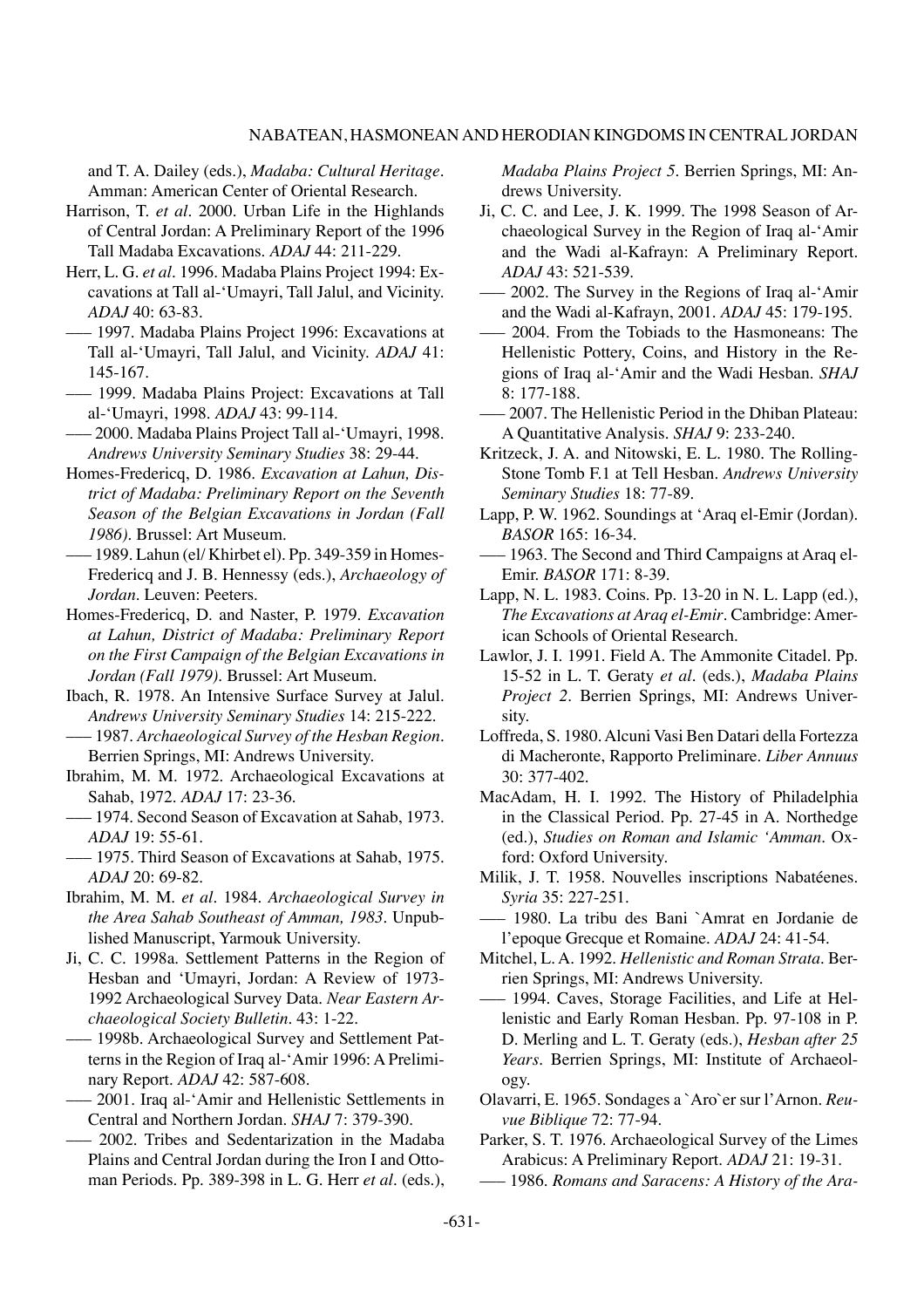and T. A. Dailey (eds.), *Madaba: Cultural Heritage*. Amman: American Center of Oriental Research.

Harrison, T. *et al*. 2000. Urban Life in the Highlands of Central Jordan: A Preliminary Report of the 1996 Tall Madaba Excavations. *ADAJ* 44: 211-229.

Herr, L. G. *et al*. 1996. Madaba Plains Project 1994: Excavations at Tall al-'Umayri, Tall Jalul, and Vicinity. *ADAJ* 40: 63-83.

—– 1997. Madaba Plains Project 1996: Excavations at Tall al-'Umayri, Tall Jalul, and Vicinity. *ADAJ* 41: 145-167.

—– 1999. Madaba Plains Project: Excavations at Tall al-'Umayri, 1998. *ADAJ* 43: 99-114.

—– 2000. Madaba Plains Project Tall al-'Umayri, 1998. *Andrews University Seminary Studies* 38: 29-44.

Homes-Fredericq, D. 1986. *Excavation at Lahun, District of Madaba: Preliminary Report on the Seventh Season of the Belgian Excavations in Jordan (Fall 1986)*. Brussel: Art Museum.

—– 1989. Lahun (el/ Khirbet el). Pp. 349-359 in Homes-Fredericq and J. B. Hennessy (eds.), *Archaeology of Jordan*. Leuven: Peeters.

Homes-Fredericq, D. and Naster, P. 1979. *Excavation at Lahun, District of Madaba: Preliminary Report on the First Campaign of the Belgian Excavations in Jordan (Fall 1979)*. Brussel: Art Museum.

Ibach, R. 1978. An Intensive Surface Survey at Jalul. *Andrews University Seminary Studies* 14: 215-222.

—– 1987. *Archaeological Survey of the Hesban Region*. Berrien Springs, MI: Andrews University.

Ibrahim, M. M. 1972. Archaeological Excavations at Sahab, 1972. *ADAJ* 17: 23-36.

—– 1974. Second Season of Excavation at Sahab, 1973. *ADAJ* 19: 55-61.

—– 1975. Third Season of Excavations at Sahab, 1975. *ADAJ* 20: 69-82.

Ibrahim, M. M. *et al*. 1984. *Archaeological Survey in the Area Sahab Southeast of Amman, 1983*. Unpublished Manuscript, Yarmouk University.

Ji, C. C. 1998a. Settlement Patterns in the Region of Hesban and 'Umayri, Jordan: A Review of 1973-1992 Archaeological Survey Data. *Near Eastern Archaeological Society Bulletin*. 43: 1-22.

—– 1998b. Archaeological Survey and Settlement Patterns in the Region of Iraq al-'Amir 1996: A Preliminary Report. *ADAJ* 42: 587-608.

—– 2001. Iraq al-'Amir and Hellenistic Settlements in Central and Northern Jordan. *SHAJ* 7: 379-390.

—– 2002. Tribes and Sedentarization in the Madaba Plains and Central Jordan during the Iron I and Ottoman Periods. Pp. 389-398 in L. G. Herr *et al*. (eds.), *Madaba Plains Project 5*. Berrien Springs, MI: Andrews University.

Ji, C. C. and Lee, J. K. 1999. The 1998 Season of Archaeological Survey in the Region of Iraq al-'Amir and the Wadi al-Kafrayn: A Preliminary Report. *ADAJ* 43: 521-539.

—– 2002. The Survey in the Regions of Iraq al-'Amir and the Wadi al-Kafrayn, 2001. *ADAJ* 45: 179-195.

—– 2004. From the Tobiads to the Hasmoneans: The Hellenistic Pottery, Coins, and History in the Regions of Iraq al-'Amir and the Wadi Hesban. *SHAJ* 8: 177-188.

—– 2007. The Hellenistic Period in the Dhiban Plateau: A Quantitative Analysis. *SHAJ* 9: 233-240.

Kritzeck, J. A. and Nitowski, E. L. 1980. The Rolling-Stone Tomb F.1 at Tell Hesban. *Andrews University Seminary Studies* 18: 77-89.

Lapp, P. W. 1962. Soundings at 'Araq el-Emir (Jordan). *BASOR* 165: 16-34.

—– 1963. The Second and Third Campaigns at Araq el-Emir. *BASOR* 171: 8-39.

Lapp, N. L. 1983. Coins. Pp. 13-20 in N. L. Lapp (ed.), *The Excavations at Araq el-Emir*. Cambridge: American Schools of Oriental Research.

Lawlor, J. I. 1991. Field A. The Ammonite Citadel. Pp. 15-52 in L. T. Geraty *et al*. (eds.), *Madaba Plains Project 2*. Berrien Springs, MI: Andrews University.

Loffreda, S. 1980. Alcuni Vasi Ben Datari della Fortezza di Macheronte, Rapporto Preliminare. *Liber Annuus* 30: 377-402.

MacAdam, H. I. 1992. The History of Philadelphia in the Classical Period. Pp. 27-45 in A. Northedge (ed.), *Studies on Roman and Islamic 'Amman*. Oxford: Oxford University.

Milik, J. T. 1958. Nouvelles inscriptions Nabatéenes. *Syria* 35: 227-251.

—– 1980. La tribu des Bani `Amrat en Jordanie de l'epoque Grecque et Romaine. *ADAJ* 24: 41-54.

Mitchel, L. A. 1992. *Hellenistic and Roman Strata*. Berrien Springs, MI: Andrews University.

—– 1994. Caves, Storage Facilities, and Life at Hellenistic and Early Roman Hesban. Pp. 97-108 in P. D. Merling and L. T. Geraty (eds.), *Hesban after 25 Years*. Berrien Springs, MI: Institute of Archaeology.

Olavarri, E. 1965. Sondages a `Aro`er sur l'Arnon. *Reuvue Biblique* 72: 77-94.

Parker, S. T. 1976. Archaeological Survey of the Limes Arabicus: A Preliminary Report. *ADAJ* 21: 19-31.

—– 1986. *Romans and Saracens: A History of the Ara-*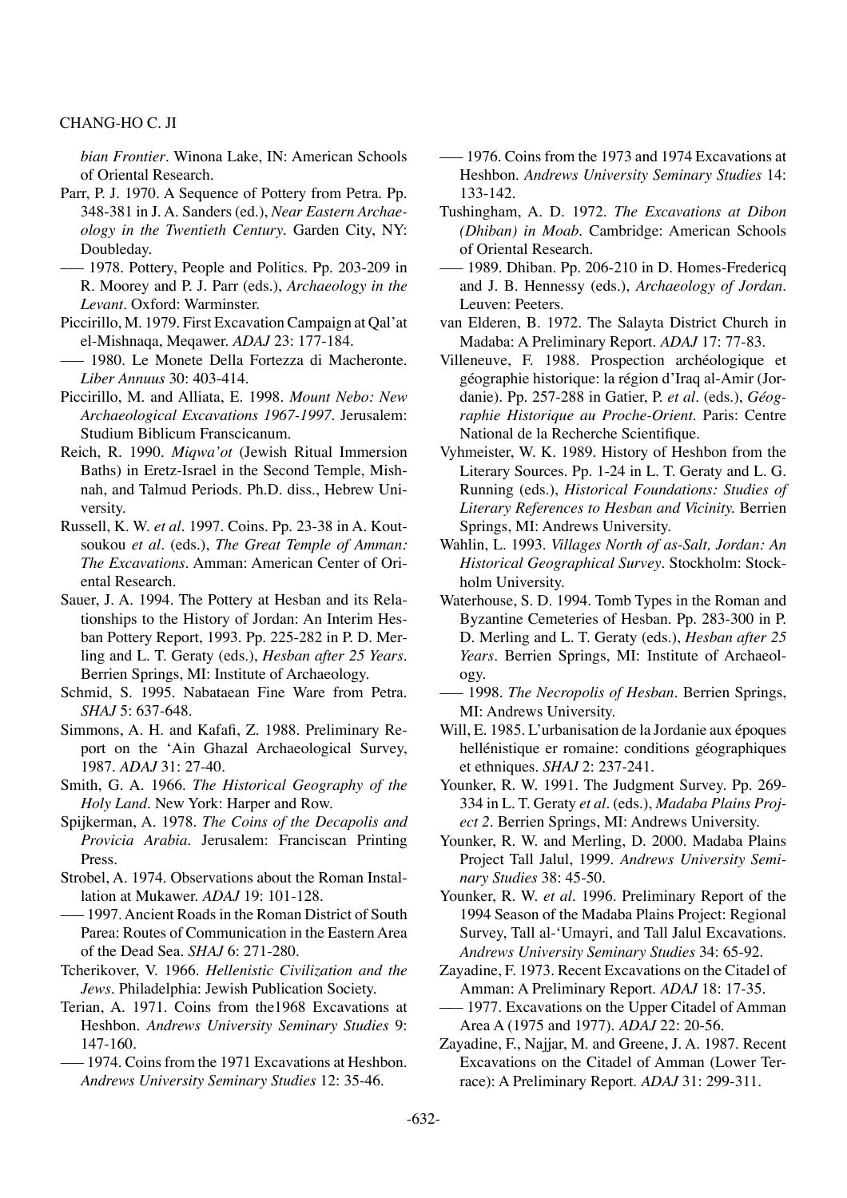*bian Frontier*. Winona Lake, IN: American Schools of Oriental Research.

Parr, P. J. 1970. A Sequence of Pottery from Petra. Pp. 348-381 in J. A. Sanders (ed.), *Near Eastern Archaeology in the Twentieth Century*. Garden City, NY: Doubleday.

––– 1978. Pottery, People and Politics. Pp. 203-209 in R. Moorey and P. J. Parr (eds.), *Archaeology in the Levant*. Oxford: Warminster.

Piccirillo, M. 1979. First Excavation Campaign at Qal'at el-Mishnaqa, Meqawer. *ADAJ* 23: 177-184.

––– 1980. Le Monete Della Fortezza di Macheronte. *Liber Annuus* 30: 403-414.

Piccirillo, M. and Alliata, E. 1998. *Mount Nebo: New Archaeological Excavations 1967-1997*. Jerusalem: Studium Biblicum Franscicanum.

Reich, R. 1990. *Miqwa'ot* (Jewish Ritual Immersion Baths) in Eretz-Israel in the Second Temple, Mishnah, and Talmud Periods. Ph.D. diss., Hebrew University.

Russell, K. W. *et al*. 1997. Coins. Pp. 23-38 in A. Koutsoukou *et al*. (eds.), *The Great Temple of Amman: The Excavations*. Amman: American Center of Oriental Research.

Sauer, J. A. 1994. The Pottery at Hesban and its Relationships to the History of Jordan: An Interim Hesban Pottery Report, 1993. Pp. 225-282 in P. D. Merling and L. T. Geraty (eds.), *Hesban after 25 Years*. Berrien Springs, MI: Institute of Archaeology.

Schmid, S. 1995. Nabataean Fine Ware from Petra. *SHAJ* 5: 637-648.

Simmons, A. H. and Kafafi, Z. 1988. Preliminary Report on the 'Ain Ghazal Archaeological Survey, 1987. *ADAJ* 31: 27-40.

Smith, G. A. 1966. *The Historical Geography of the Holy Land*. New York: Harper and Row.

Spijkerman, A. 1978. *The Coins of the Decapolis and Provicia Arabia*. Jerusalem: Franciscan Printing Press.

Strobel, A. 1974. Observations about the Roman Installation at Mukawer. *ADAJ* 19: 101-128.

––– 1997. Ancient Roads in the Roman District of South Parea: Routes of Communication in the Eastern Area of the Dead Sea. *SHAJ* 6: 271-280.

Tcherikover, V. 1966. *Hellenistic Civilization and the Jews*. Philadelphia: Jewish Publication Society.

Terian, A. 1971. Coins from the1968 Excavations at Heshbon. *Andrews University Seminary Studies* 9: 147-160.

––– 1974. Coins from the 1971 Excavations at Heshbon. *Andrews University Seminary Studies* 12: 35-46.

––– 1976. Coins from the 1973 and 1974 Excavations at Heshbon. *Andrews University Seminary Studies* 14: 133-142.

Tushingham, A. D. 1972. *The Excavations at Dibon (Dhiban) in Moab*. Cambridge: American Schools of Oriental Research.

––– 1989. Dhiban. Pp. 206-210 in D. Homes-Fredericq and J. B. Hennessy (eds.), *Archaeology of Jordan*. Leuven: Peeters.

van Elderen, B. 1972. The Salayta District Church in Madaba: A Preliminary Report. *ADAJ* 17: 77-83.

Villeneuve, F. 1988. Prospection archéologique et géographie historique: la région d'Iraq al-Amir (Jordanie). Pp. 257-288 in Gatier, P. *et al*. (eds.), *Géographie Historique au Proche-Orient*. Paris: Centre National de la Recherche Scientifique.

Vyhmeister, W. K. 1989. History of Heshbon from the Literary Sources. Pp. 1-24 in L. T. Geraty and L. G. Running (eds.), *Historical Foundations: Studies of Literary References to Hesban and Vicinity.* Berrien Springs, MI: Andrews University.

Wahlin, L. 1993. *Villages North of as-Salt, Jordan: An Historical Geographical Survey*. Stockholm: Stockholm University.

Waterhouse, S. D. 1994. Tomb Types in the Roman and Byzantine Cemeteries of Hesban. Pp. 283-300 in P. D. Merling and L. T. Geraty (eds.), *Hesban after 25 Years*. Berrien Springs, MI: Institute of Archaeology.

––– 1998. *The Necropolis of Hesban*. Berrien Springs, MI: Andrews University.

Will, E. 1985. L'urbanisation de la Jordanie aux époques hellénistique er romaine: conditions géographiques et ethniques. *SHAJ* 2: 237-241.

Younker, R. W. 1991. The Judgment Survey. Pp. 269-334 in L. T. Geraty *et al*. (eds.), *Madaba Plains Project 2*. Berrien Springs, MI: Andrews University.

Younker, R. W. and Merling, D. 2000. Madaba Plains Project Tall Jalul, 1999. *Andrews University Seminary Studies* 38: 45-50.

Younker, R. W. *et al*. 1996. Preliminary Report of the 1994 Season of the Madaba Plains Project: Regional Survey, Tall al-'Umayri, and Tall Jalul Excavations. *Andrews University Seminary Studies* 34: 65-92.

Zayadine, F. 1973. Recent Excavations on the Citadel of Amman: A Preliminary Report. *ADAJ* 18: 17-35.

––– 1977. Excavations on the Upper Citadel of Amman Area A (1975 and 1977). *ADAJ* 22: 20-56.

Zayadine, F., Najjar, M. and Greene, J. A. 1987. Recent Excavations on the Citadel of Amman (Lower Terrace): A Preliminary Report. *ADAJ* 31: 299-311.